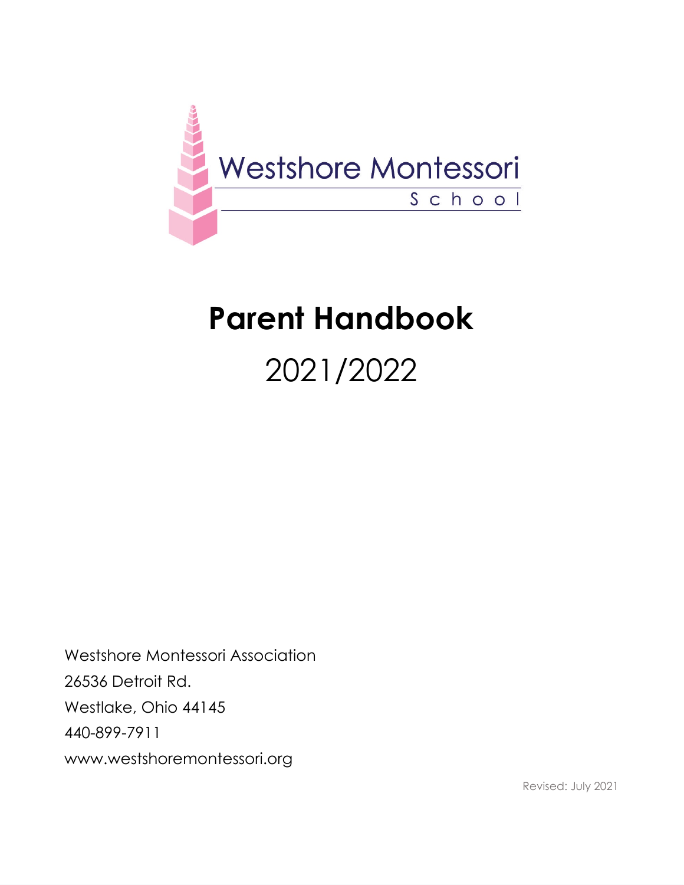Westshore Montessori School

# Parent Handbook

## 2021/2022

Westshore Montessori Association
26536 Detroit Rd.
Westlake, Ohio 44145
440-899-7911
www.westshoremontessori.org

Revised: July 2021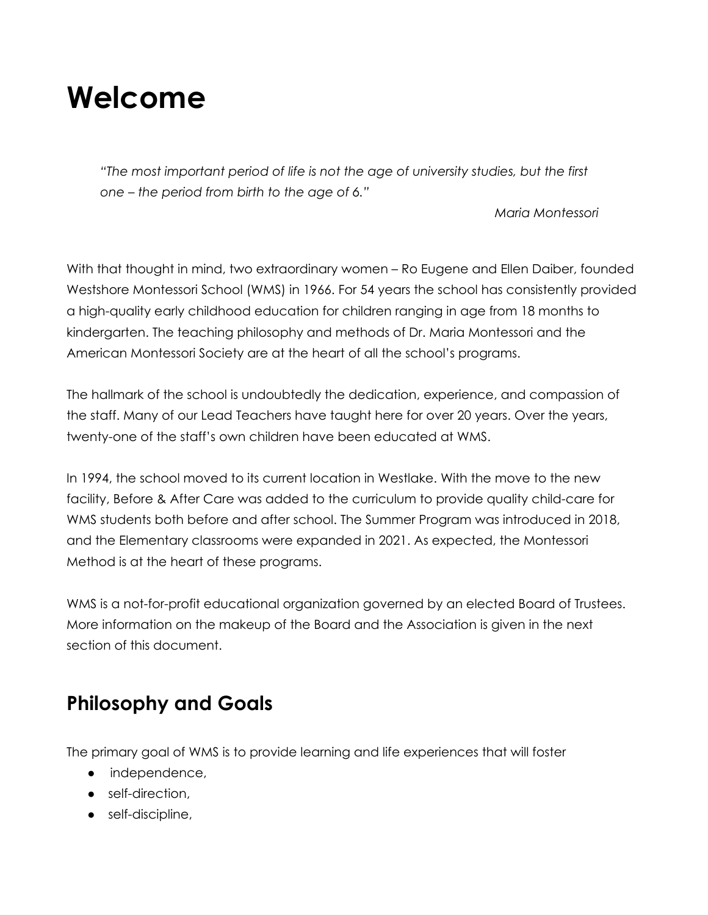# Welcome

*"The most important period of life is not the age of university studies, but the first one – the period from birth to the age of 6."*

*Maria Montessori*

With that thought in mind, two extraordinary women – Ro Eugene and Ellen Daiber, founded Westshore Montessori School (WMS) in 1966. For 54 years the school has consistently provided a high-quality early childhood education for children ranging in age from 18 months to kindergarten. The teaching philosophy and methods of Dr. Maria Montessori and the American Montessori Society are at the heart of all the school's programs.

The hallmark of the school is undoubtedly the dedication, experience, and compassion of the staff. Many of our Lead Teachers have taught here for over 20 years. Over the years, twenty-one of the staff's own children have been educated at WMS.

In 1994, the school moved to its current location in Westlake. With the move to the new facility, Before & After Care was added to the curriculum to provide quality child-care for WMS students both before and after school. The Summer Program was introduced in 2018, and the Elementary classrooms were expanded in 2021. As expected, the Montessori Method is at the heart of these programs.

WMS is a not-for-profit educational organization governed by an elected Board of Trustees. More information on the makeup of the Board and the Association is given in the next section of this document.

## Philosophy and Goals

The primary goal of WMS is to provide learning and life experiences that will foster

- independence,
- self-direction,
- self-discipline,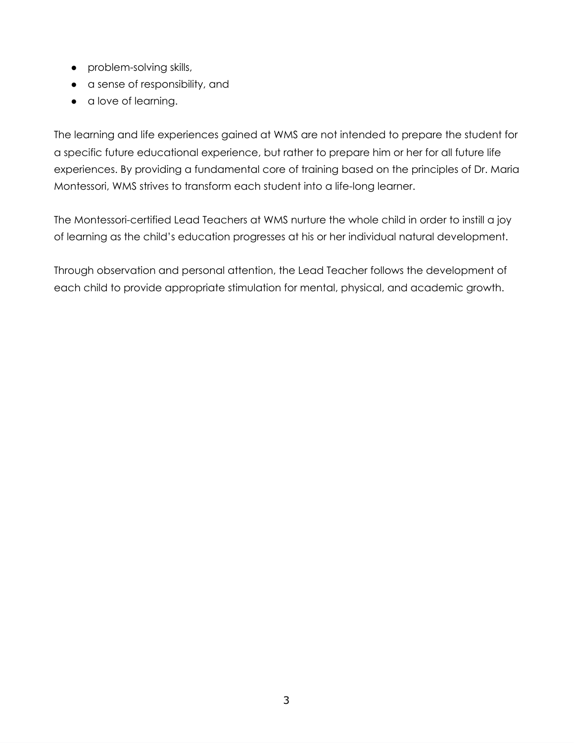- problem-solving skills,
- a sense of responsibility, and
- a love of learning.

The learning and life experiences gained at WMS are not intended to prepare the student for a specific future educational experience, but rather to prepare him or her for all future life experiences. By providing a fundamental core of training based on the principles of Dr. Maria Montessori, WMS strives to transform each student into a life-long learner.

The Montessori-certified Lead Teachers at WMS nurture the whole child in order to instill a joy of learning as the child's education progresses at his or her individual natural development.

Through observation and personal attention, the Lead Teacher follows the development of each child to provide appropriate stimulation for mental, physical, and academic growth.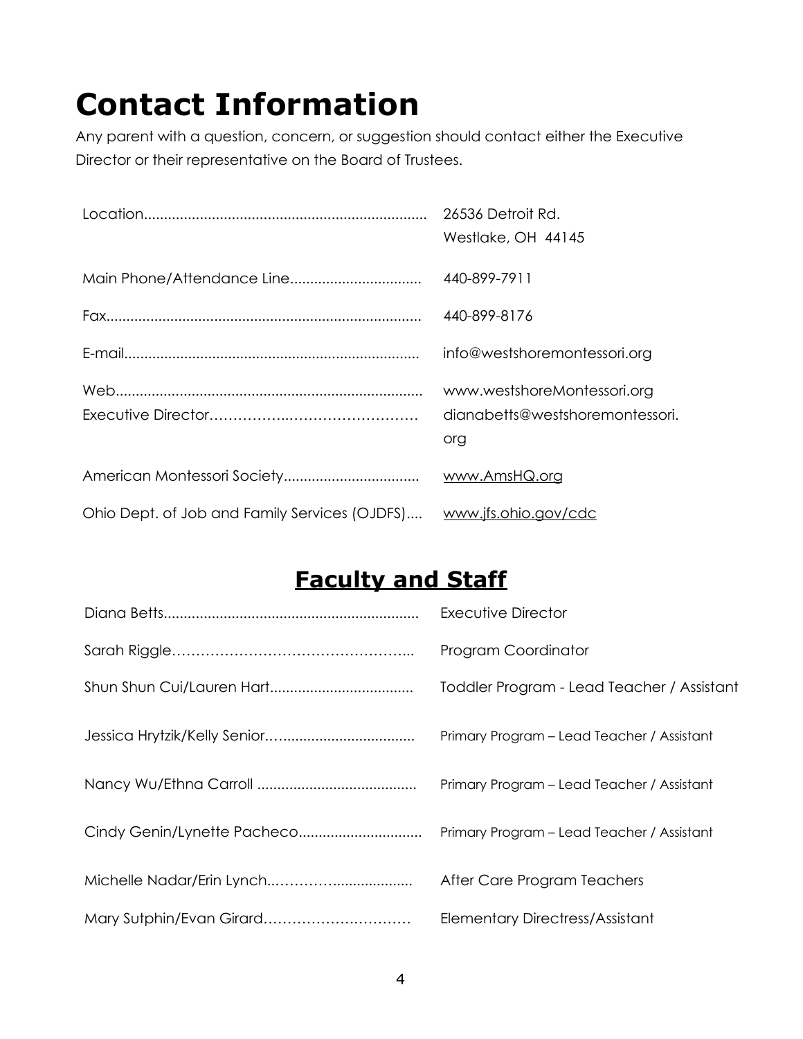# Contact Information

Any parent with a question, concern, or suggestion should contact either the Executive Director or their representative on the Board of Trustees.

| | |
|---|---|
| Location...................................................................... | 26536 Detroit Rd.<br>Westlake, OH 44145 |
| Main Phone/Attendance Line................................ | 440-899-7911 |
| Fax.............................................................................. | 440-899-8176 |
| E-mail......................................................................... | info@westshoremontessori.org |
| Web............................................................................ | www.westshoreMontessori.org |
| Executive Director…………….……………………… | dianabetts@westshoremontessori.org |
| American Montessori Society................................. | www.AmsHQ.org |
| Ohio Dept. of Job and Family Services (OJDFS).... | www.jfs.ohio.gov/cdc |

## Faculty and Staff

| | |
|---|---|
| Diana Betts............................................................... | Executive Director |
| Sarah Riggle………………………………………... | Program Coordinator |
| Shun Shun Cui/Lauren Hart................................... | Toddler Program - Lead Teacher / Assistant |
| Jessica Hrytzik/Kelly Senior….................................. | Primary Program – Lead Teacher / Assistant |
| Nancy Wu/Ethna Carroll ....................................... | Primary Program – Lead Teacher / Assistant |
| Cindy Genin/Lynette Pacheco.............................. | Primary Program – Lead Teacher / Assistant |
| Michelle Nadar/Erin Lynch..…………................... | After Care Program Teachers |
| Mary Sutphin/Evan Girard………………….……… | Elementary Directress/Assistant |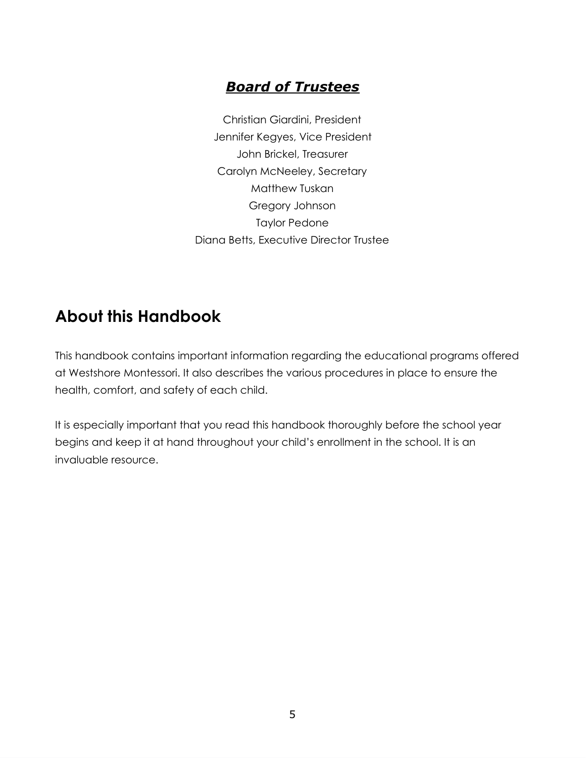## ***Board of Trustees***

Christian Giardini, President
Jennifer Kegyes, Vice President
John Brickel, Treasurer
Carolyn McNeeley, Secretary
Matthew Tuskan
Gregory Johnson
Taylor Pedone
Diana Betts, Executive Director Trustee

# About this Handbook

This handbook contains important information regarding the educational programs offered at Westshore Montessori. It also describes the various procedures in place to ensure the health, comfort, and safety of each child.

It is especially important that you read this handbook thoroughly before the school year begins and keep it at hand throughout your child's enrollment in the school. It is an invaluable resource.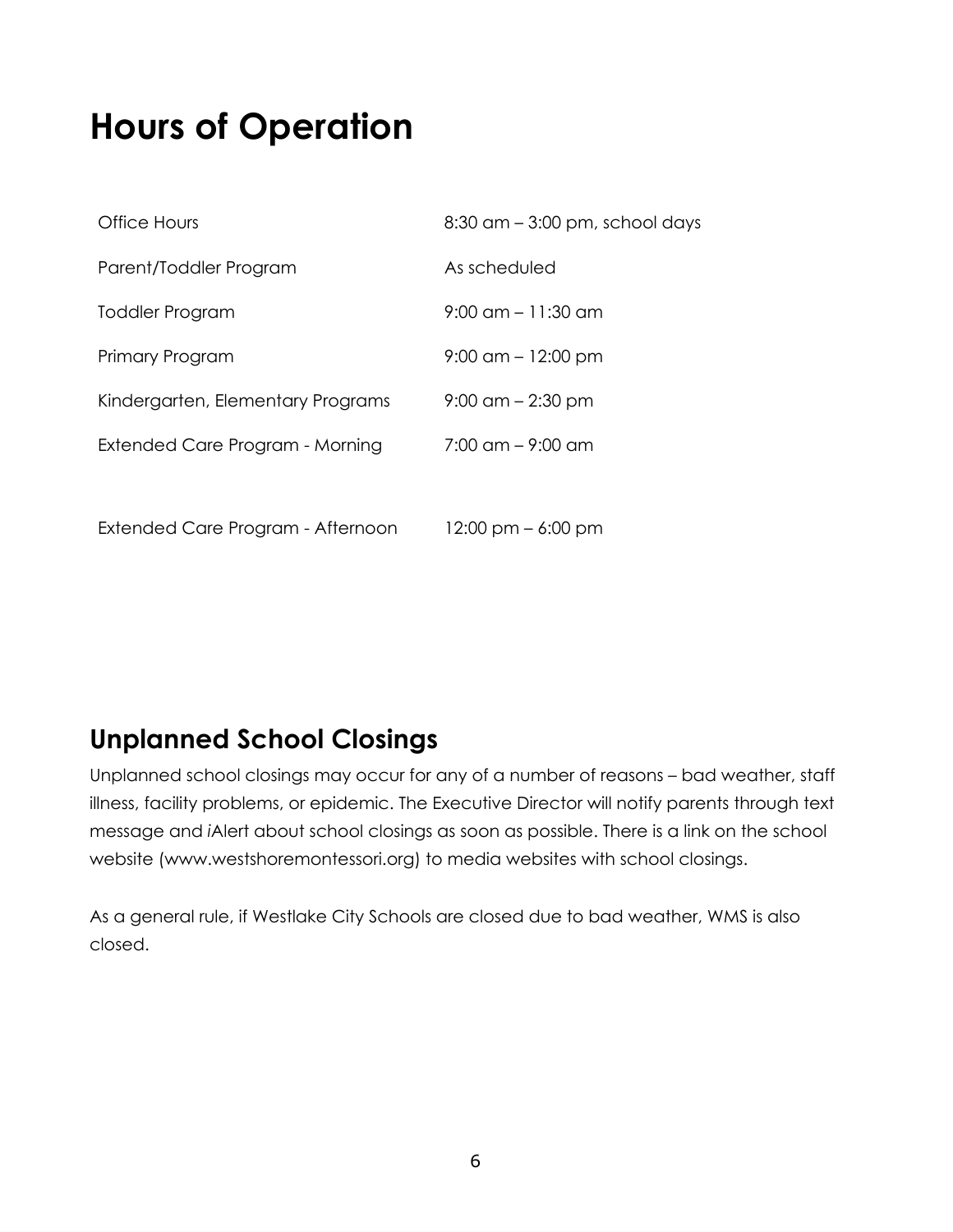# Hours of Operation

| | |
|---|---|
| Office Hours | 8:30 am – 3:00 pm, school days |
| Parent/Toddler Program | As scheduled |
| Toddler Program | 9:00 am – 11:30 am |
| Primary Program | 9:00 am – 12:00 pm |
| Kindergarten, Elementary Programs | 9:00 am – 2:30 pm |
| Extended Care Program - Morning | 7:00 am – 9:00 am |
| Extended Care Program - Afternoon | 12:00 pm – 6:00 pm |

## Unplanned School Closings

Unplanned school closings may occur for any of a number of reasons – bad weather, staff illness, facility problems, or epidemic. The Executive Director will notify parents through text message and *i*Alert about school closings as soon as possible. There is a link on the school website (www.westshoremontessori.org) to media websites with school closings.

As a general rule, if Westlake City Schools are closed due to bad weather, WMS is also closed.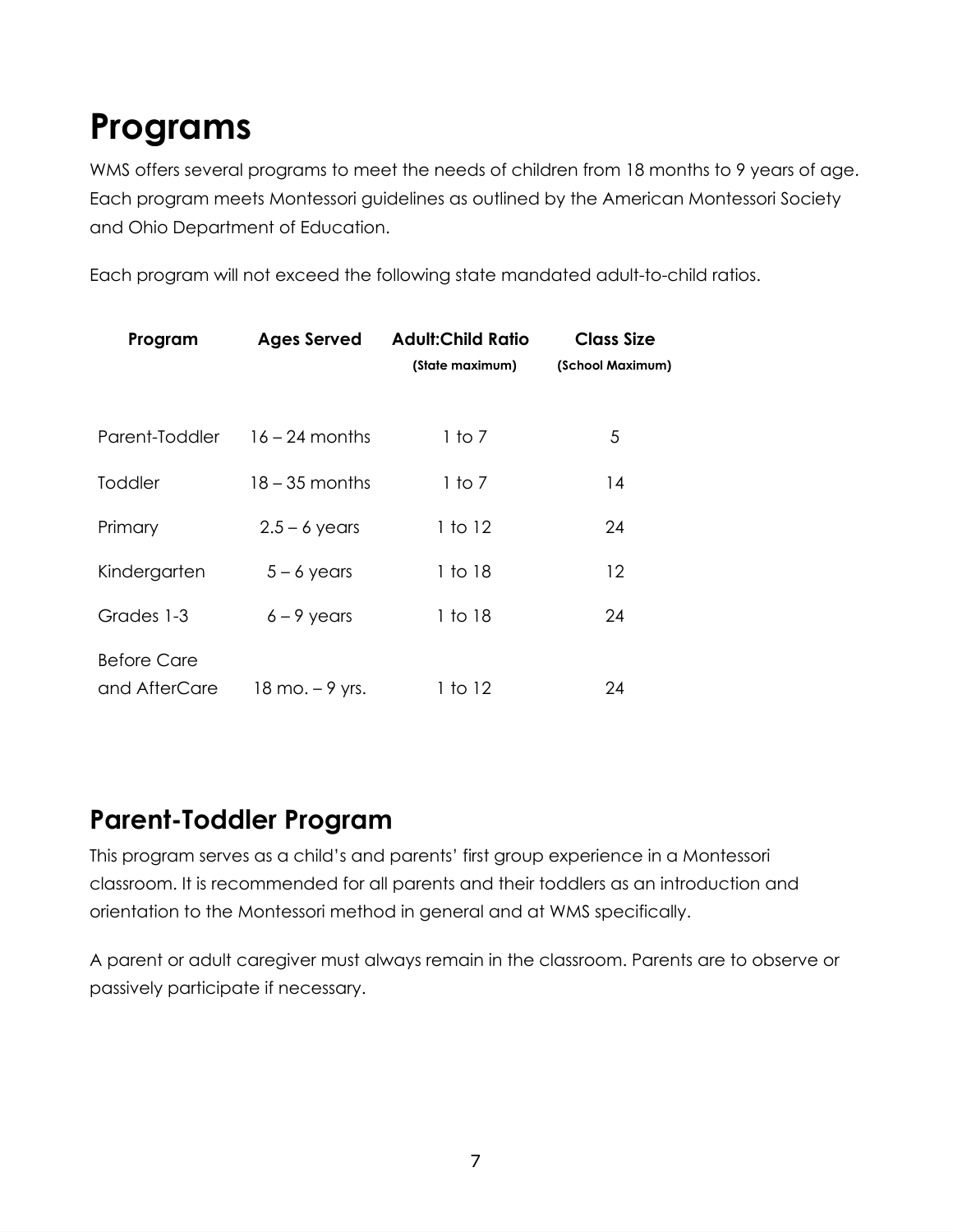# Programs

WMS offers several programs to meet the needs of children from 18 months to 9 years of age. Each program meets Montessori guidelines as outlined by the American Montessori Society and Ohio Department of Education.

Each program will not exceed the following state mandated adult-to-child ratios.

| Program | Ages Served | Adult:Child Ratio (State maximum) | Class Size (School Maximum) |
|---|---|---|---|
| Parent-Toddler | 16 – 24 months | 1 to 7 | 5 |
| Toddler | 18 – 35 months | 1 to 7 | 14 |
| Primary | 2.5 – 6 years | 1 to 12 | 24 |
| Kindergarten | 5 – 6 years | 1 to 18 | 12 |
| Grades 1-3 | 6 – 9 years | 1 to 18 | 24 |
| Before Care and AfterCare | 18 mo. – 9 yrs. | 1 to 12 | 24 |

## Parent-Toddler Program

This program serves as a child's and parents' first group experience in a Montessori classroom. It is recommended for all parents and their toddlers as an introduction and orientation to the Montessori method in general and at WMS specifically.

A parent or adult caregiver must always remain in the classroom. Parents are to observe or passively participate if necessary.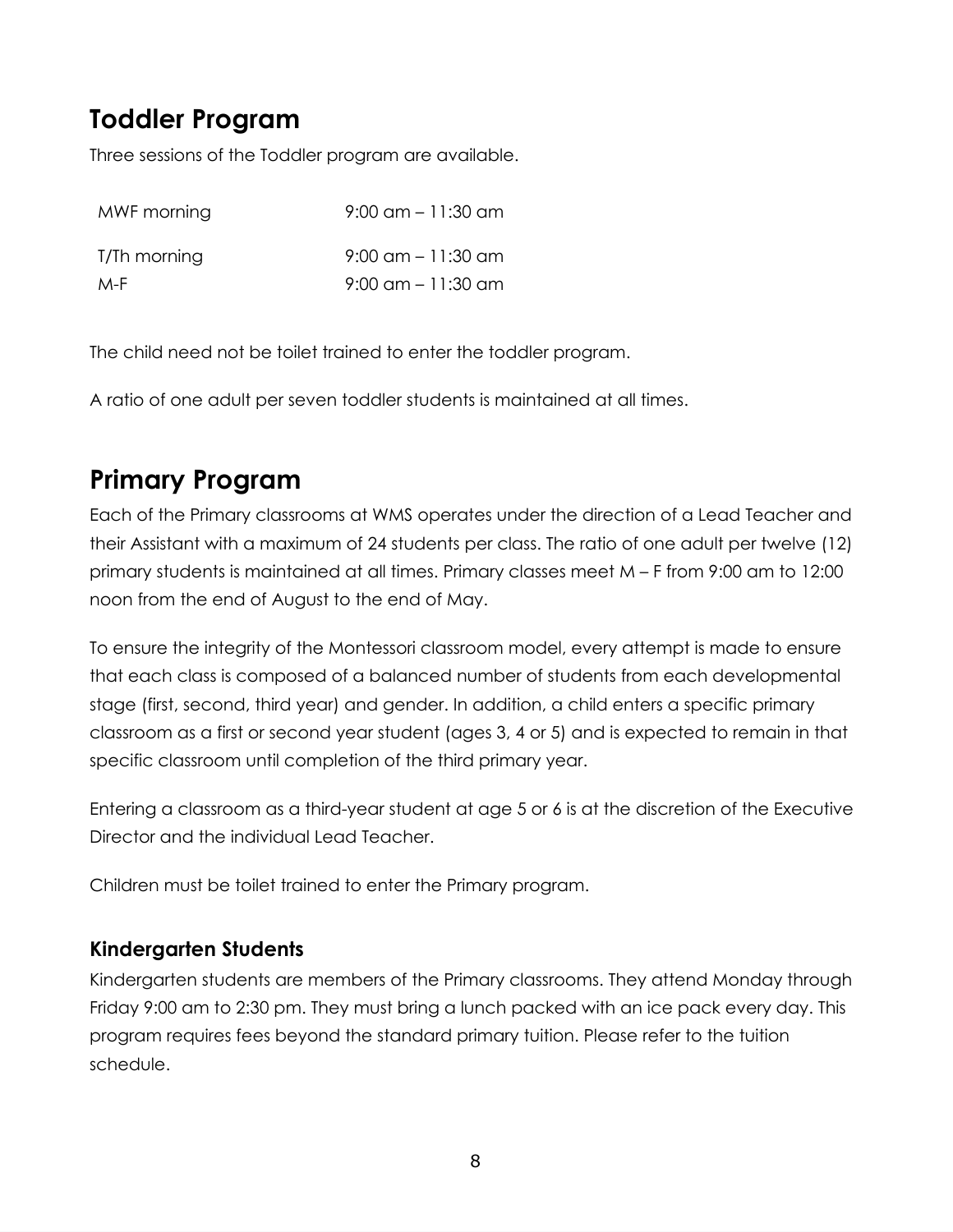## Toddler Program

Three sessions of the Toddler program are available.

| | |
|---|---|
| MWF morning | 9:00 am – 11:30 am |
| T/Th morning | 9:00 am – 11:30 am |
| M-F | 9:00 am – 11:30 am |

The child need not be toilet trained to enter the toddler program.

A ratio of one adult per seven toddler students is maintained at all times.

## Primary Program

Each of the Primary classrooms at WMS operates under the direction of a Lead Teacher and their Assistant with a maximum of 24 students per class. The ratio of one adult per twelve (12) primary students is maintained at all times. Primary classes meet M – F from 9:00 am to 12:00 noon from the end of August to the end of May.

To ensure the integrity of the Montessori classroom model, every attempt is made to ensure that each class is composed of a balanced number of students from each developmental stage (first, second, third year) and gender. In addition, a child enters a specific primary classroom as a first or second year student (ages 3, 4 or 5) and is expected to remain in that specific classroom until completion of the third primary year.

Entering a classroom as a third-year student at age 5 or 6 is at the discretion of the Executive Director and the individual Lead Teacher.

Children must be toilet trained to enter the Primary program.

### Kindergarten Students

Kindergarten students are members of the Primary classrooms. They attend Monday through Friday 9:00 am to 2:30 pm. They must bring a lunch packed with an ice pack every day. This program requires fees beyond the standard primary tuition. Please refer to the tuition schedule.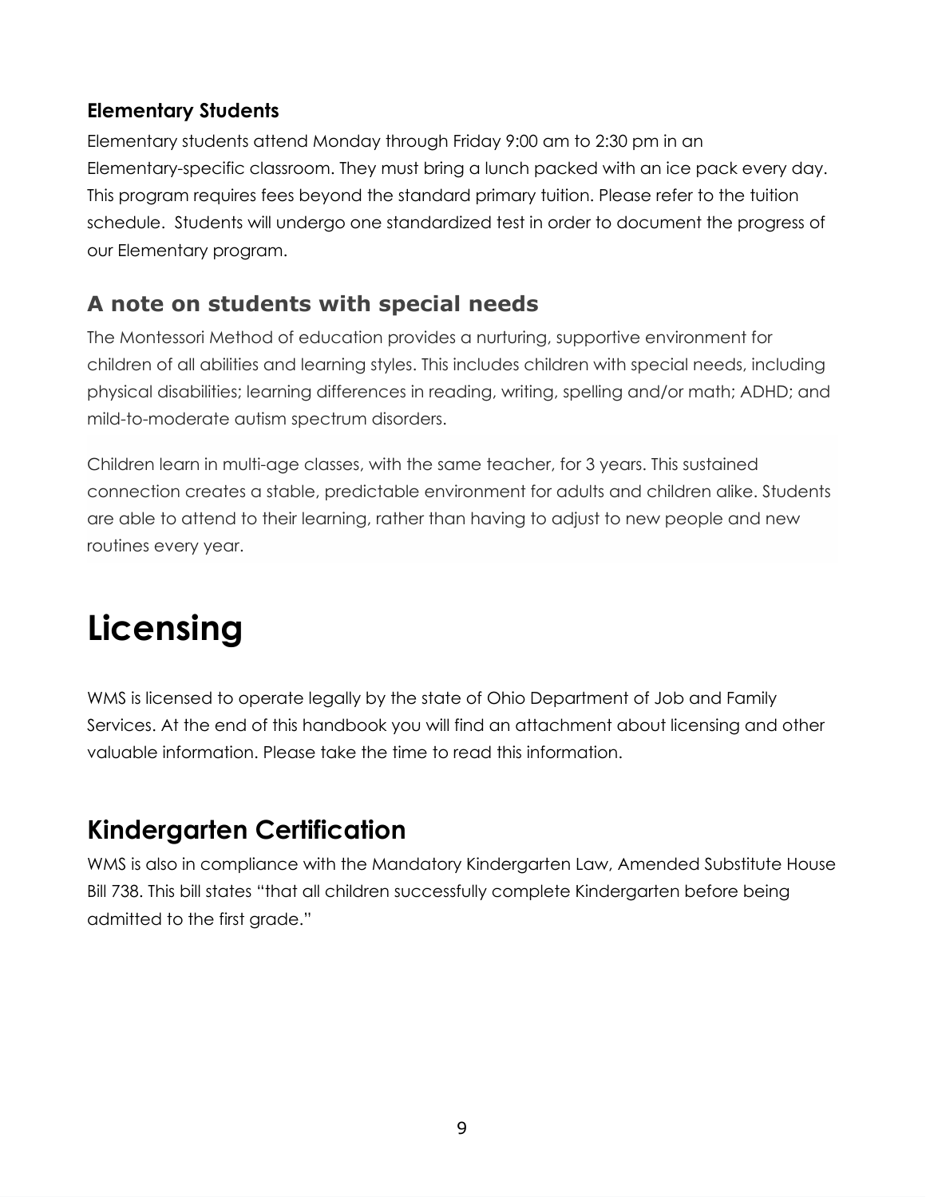### Elementary Students

Elementary students attend Monday through Friday 9:00 am to 2:30 pm in an Elementary-specific classroom. They must bring a lunch packed with an ice pack every day. This program requires fees beyond the standard primary tuition. Please refer to the tuition schedule. Students will undergo one standardized test in order to document the progress of our Elementary program.

## A note on students with special needs

The Montessori Method of education provides a nurturing, supportive environment for children of all abilities and learning styles. This includes children with special needs, including physical disabilities; learning differences in reading, writing, spelling and/or math; ADHD; and mild-to-moderate autism spectrum disorders.

Children learn in multi-age classes, with the same teacher, for 3 years. This sustained connection creates a stable, predictable environment for adults and children alike. Students are able to attend to their learning, rather than having to adjust to new people and new routines every year.

# Licensing

WMS is licensed to operate legally by the state of Ohio Department of Job and Family Services. At the end of this handbook you will find an attachment about licensing and other valuable information. Please take the time to read this information.

## Kindergarten Certification

WMS is also in compliance with the Mandatory Kindergarten Law, Amended Substitute House Bill 738. This bill states "that all children successfully complete Kindergarten before being admitted to the first grade."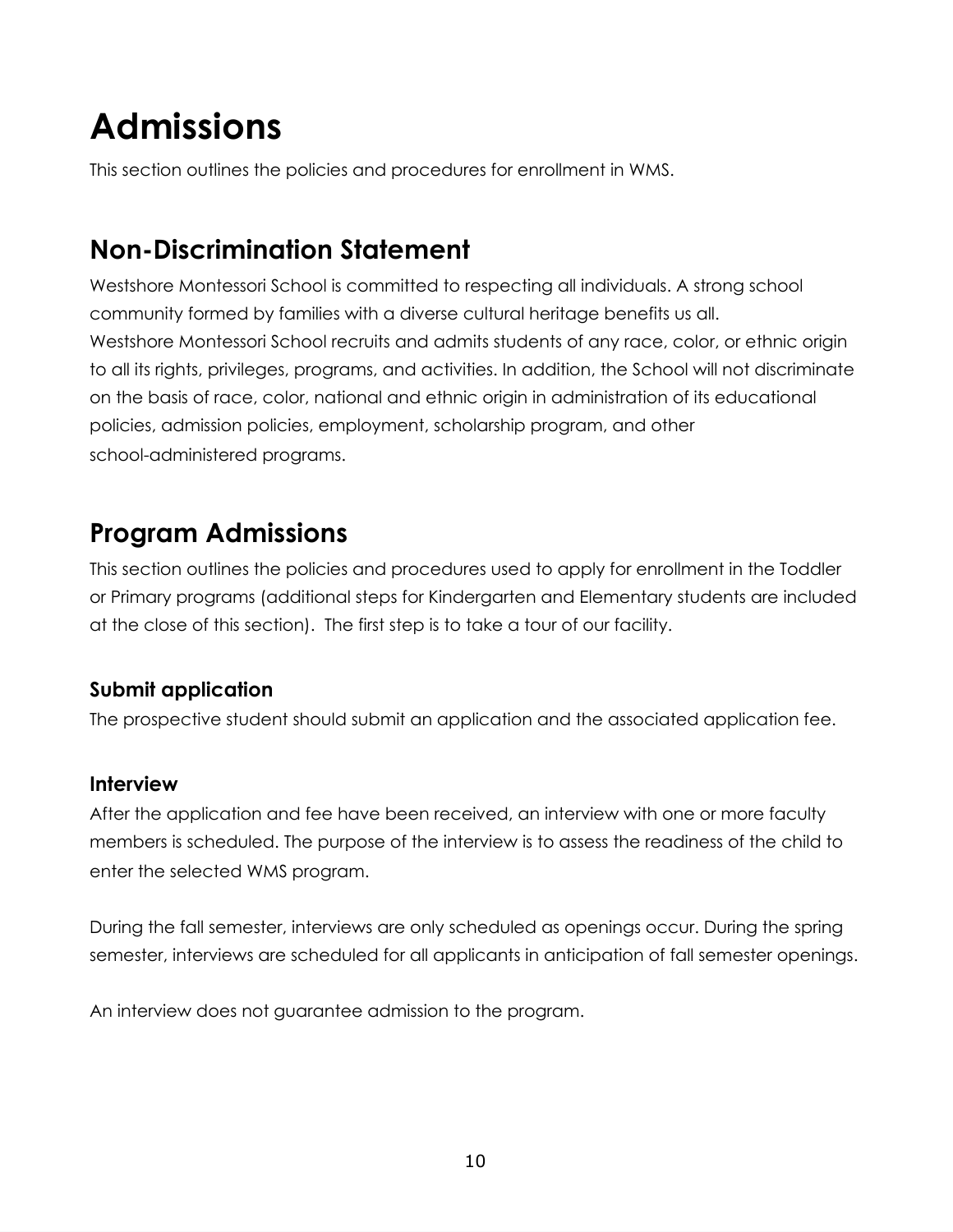# Admissions

This section outlines the policies and procedures for enrollment in WMS.

## Non-Discrimination Statement

Westshore Montessori School is committed to respecting all individuals. A strong school community formed by families with a diverse cultural heritage benefits us all. Westshore Montessori School recruits and admits students of any race, color, or ethnic origin to all its rights, privileges, programs, and activities. In addition, the School will not discriminate on the basis of race, color, national and ethnic origin in administration of its educational policies, admission policies, employment, scholarship program, and other school-administered programs.

## Program Admissions

This section outlines the policies and procedures used to apply for enrollment in the Toddler or Primary programs (additional steps for Kindergarten and Elementary students are included at the close of this section). The first step is to take a tour of our facility.

### Submit application

The prospective student should submit an application and the associated application fee.

### Interview

After the application and fee have been received, an interview with one or more faculty members is scheduled. The purpose of the interview is to assess the readiness of the child to enter the selected WMS program.

During the fall semester, interviews are only scheduled as openings occur. During the spring semester, interviews are scheduled for all applicants in anticipation of fall semester openings.

An interview does not guarantee admission to the program.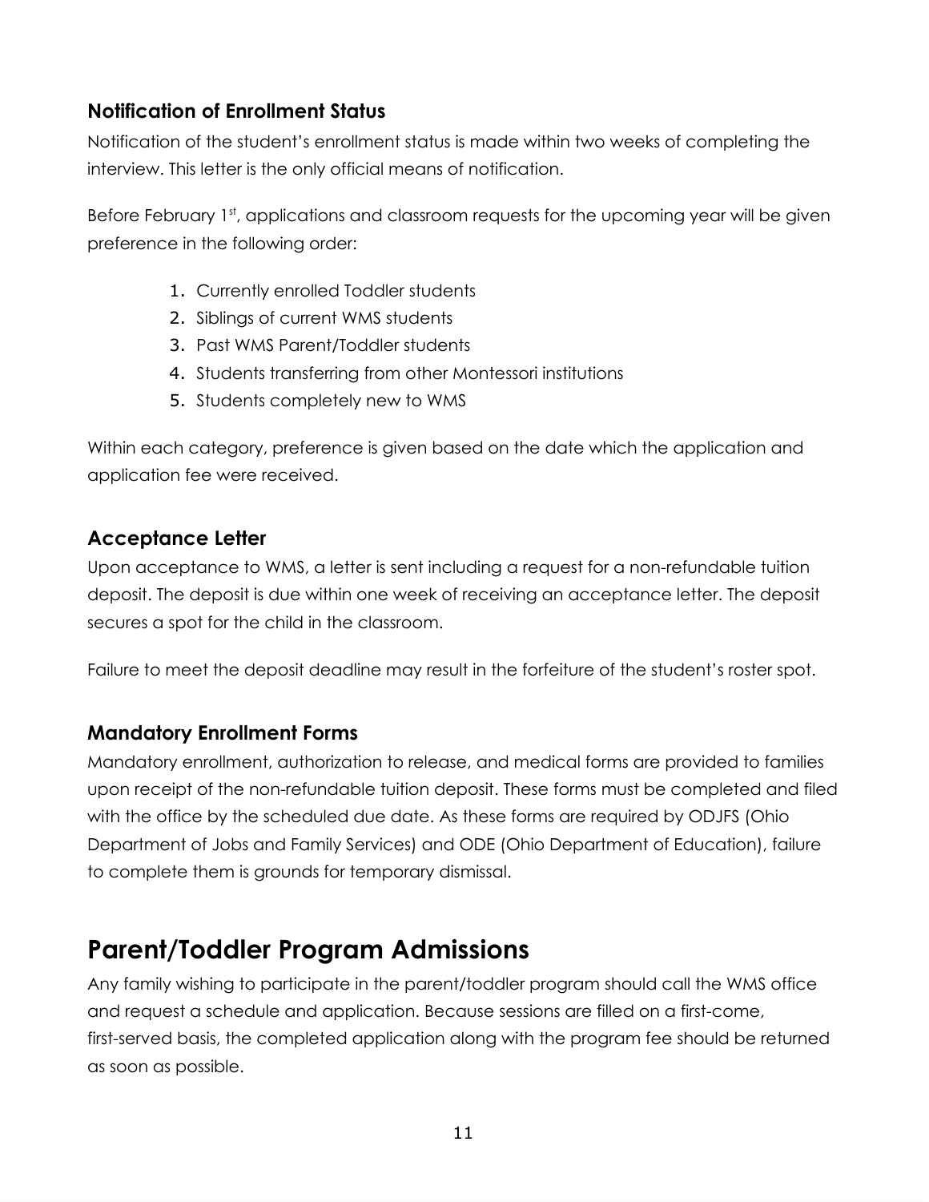### Notification of Enrollment Status

Notification of the student's enrollment status is made within two weeks of completing the interview. This letter is the only official means of notification.

Before February 1st, applications and classroom requests for the upcoming year will be given preference in the following order:

1. Currently enrolled Toddler students
2. Siblings of current WMS students
3. Past WMS Parent/Toddler students
4. Students transferring from other Montessori institutions
5. Students completely new to WMS

Within each category, preference is given based on the date which the application and application fee were received.

### Acceptance Letter

Upon acceptance to WMS, a letter is sent including a request for a non-refundable tuition deposit. The deposit is due within one week of receiving an acceptance letter. The deposit secures a spot for the child in the classroom.

Failure to meet the deposit deadline may result in the forfeiture of the student's roster spot.

### Mandatory Enrollment Forms

Mandatory enrollment, authorization to release, and medical forms are provided to families upon receipt of the non-refundable tuition deposit. These forms must be completed and filed with the office by the scheduled due date. As these forms are required by ODJFS (Ohio Department of Jobs and Family Services) and ODE (Ohio Department of Education), failure to complete them is grounds for temporary dismissal.

## Parent/Toddler Program Admissions

Any family wishing to participate in the parent/toddler program should call the WMS office and request a schedule and application. Because sessions are filled on a first-come, first-served basis, the completed application along with the program fee should be returned as soon as possible.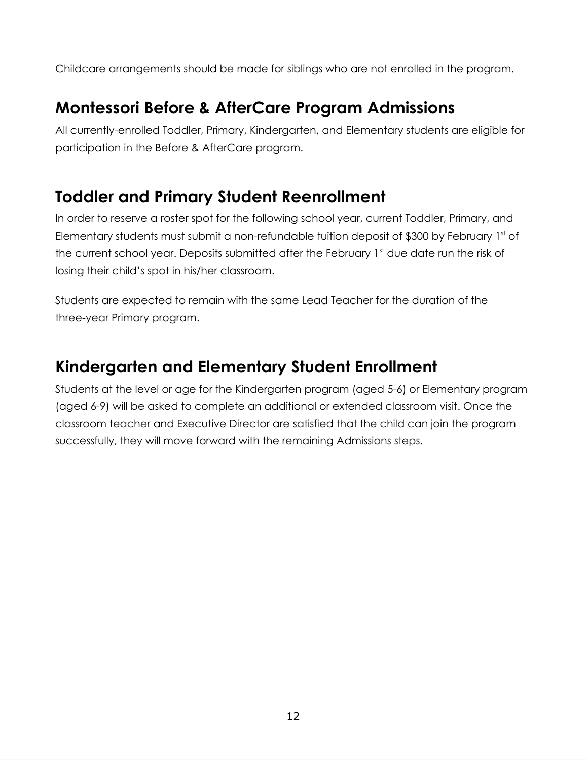Childcare arrangements should be made for siblings who are not enrolled in the program.

## Montessori Before & AfterCare Program Admissions

All currently-enrolled Toddler, Primary, Kindergarten, and Elementary students are eligible for participation in the Before & AfterCare program.

## Toddler and Primary Student Reenrollment

In order to reserve a roster spot for the following school year, current Toddler, Primary, and Elementary students must submit a non-refundable tuition deposit of $300 by February 1st of the current school year. Deposits submitted after the February 1st due date run the risk of losing their child's spot in his/her classroom.

Students are expected to remain with the same Lead Teacher for the duration of the three-year Primary program.

## Kindergarten and Elementary Student Enrollment

Students at the level or age for the Kindergarten program (aged 5-6) or Elementary program (aged 6-9) will be asked to complete an additional or extended classroom visit. Once the classroom teacher and Executive Director are satisfied that the child can join the program successfully, they will move forward with the remaining Admissions steps.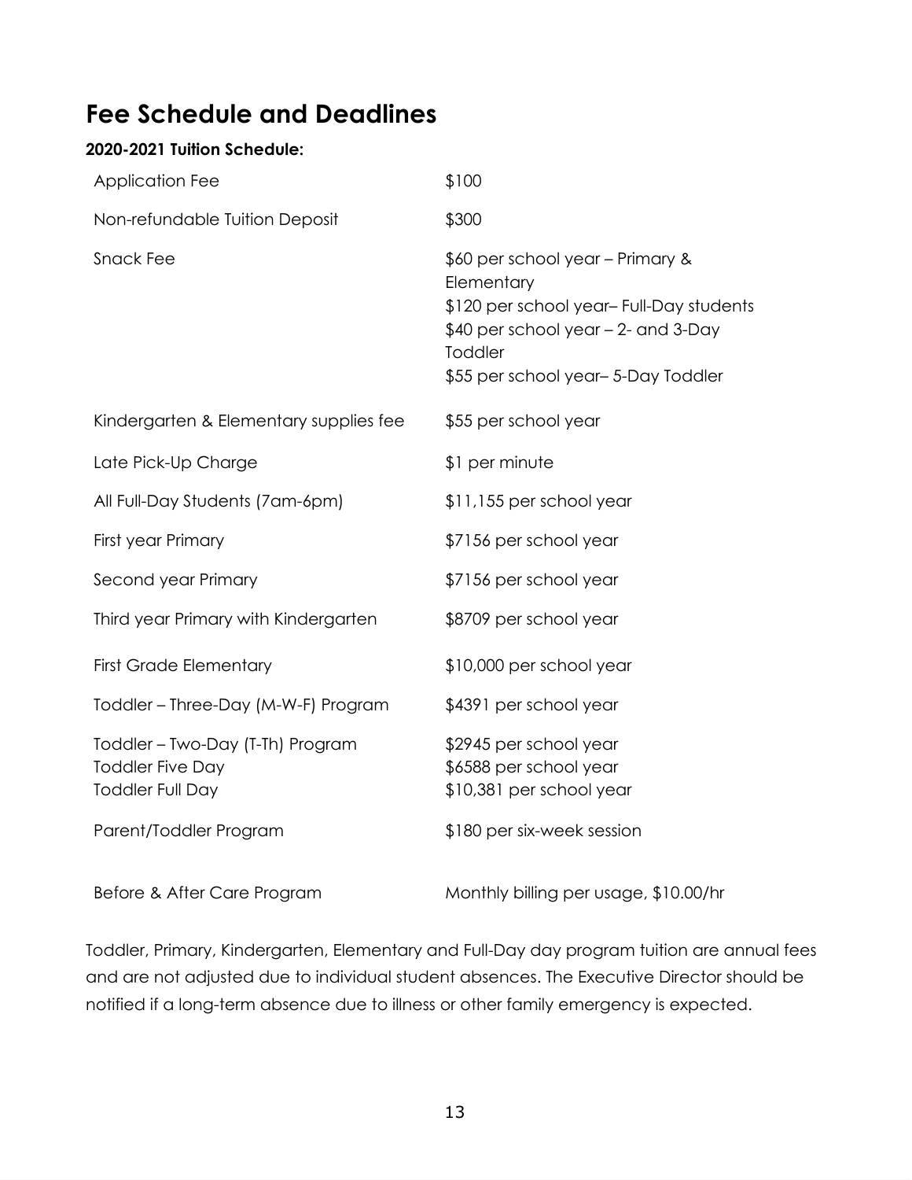## Fee Schedule and Deadlines

**2020-2021 Tuition Schedule:**

| | |
|---|---|
| Application Fee | $100 |
| Non-refundable Tuition Deposit | $300 |
| Snack Fee | $60 per school year – Primary & Elementary<br>$120 per school year– Full-Day students<br>$40 per school year – 2- and 3-Day Toddler<br>$55 per school year– 5-Day Toddler |
| Kindergarten & Elementary supplies fee | $55 per school year |
| Late Pick-Up Charge | $1 per minute |
| All Full-Day Students (7am-6pm) | $11,155 per school year |
| First year Primary | $7156 per school year |
| Second year Primary | $7156 per school year |
| Third year Primary with Kindergarten | $8709 per school year |
| First Grade Elementary | $10,000 per school year |
| Toddler – Three-Day (M-W-F) Program | $4391 per school year |
| Toddler – Two-Day (T-Th) Program | $2945 per school year |
| Toddler Five Day | $6588 per school year |
| Toddler Full Day | $10,381 per school year |
| Parent/Toddler Program | $180 per six-week session |
| Before & After Care Program | Monthly billing per usage, $10.00/hr |

Toddler, Primary, Kindergarten, Elementary and Full-Day day program tuition are annual fees and are not adjusted due to individual student absences. The Executive Director should be notified if a long-term absence due to illness or other family emergency is expected.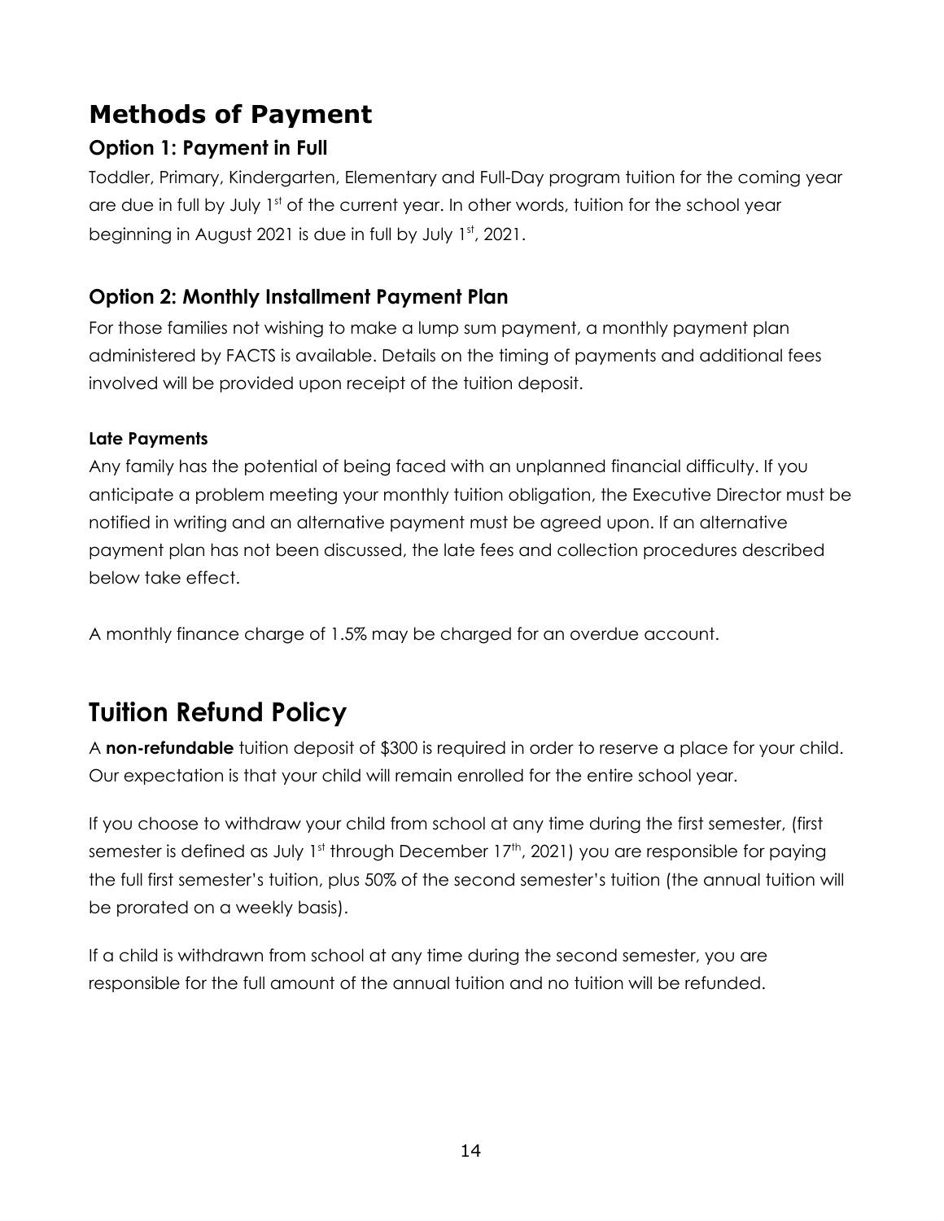# Methods of Payment

### Option 1: Payment in Full

Toddler, Primary, Kindergarten, Elementary and Full-Day program tuition for the coming year are due in full by July 1st of the current year. In other words, tuition for the school year beginning in August 2021 is due in full by July 1st, 2021.

### Option 2: Monthly Installment Payment Plan

For those families not wishing to make a lump sum payment, a monthly payment plan administered by FACTS is available. Details on the timing of payments and additional fees involved will be provided upon receipt of the tuition deposit.

#### Late Payments

Any family has the potential of being faced with an unplanned financial difficulty. If you anticipate a problem meeting your monthly tuition obligation, the Executive Director must be notified in writing and an alternative payment must be agreed upon. If an alternative payment plan has not been discussed, the late fees and collection procedures described below take effect.

A monthly finance charge of 1.5% may be charged for an overdue account.

# Tuition Refund Policy

A **non-refundable** tuition deposit of $300 is required in order to reserve a place for your child. Our expectation is that your child will remain enrolled for the entire school year.

If you choose to withdraw your child from school at any time during the first semester, (first semester is defined as July 1st through December 17th, 2021) you are responsible for paying the full first semester's tuition, plus 50% of the second semester's tuition (the annual tuition will be prorated on a weekly basis).

If a child is withdrawn from school at any time during the second semester, you are responsible for the full amount of the annual tuition and no tuition will be refunded.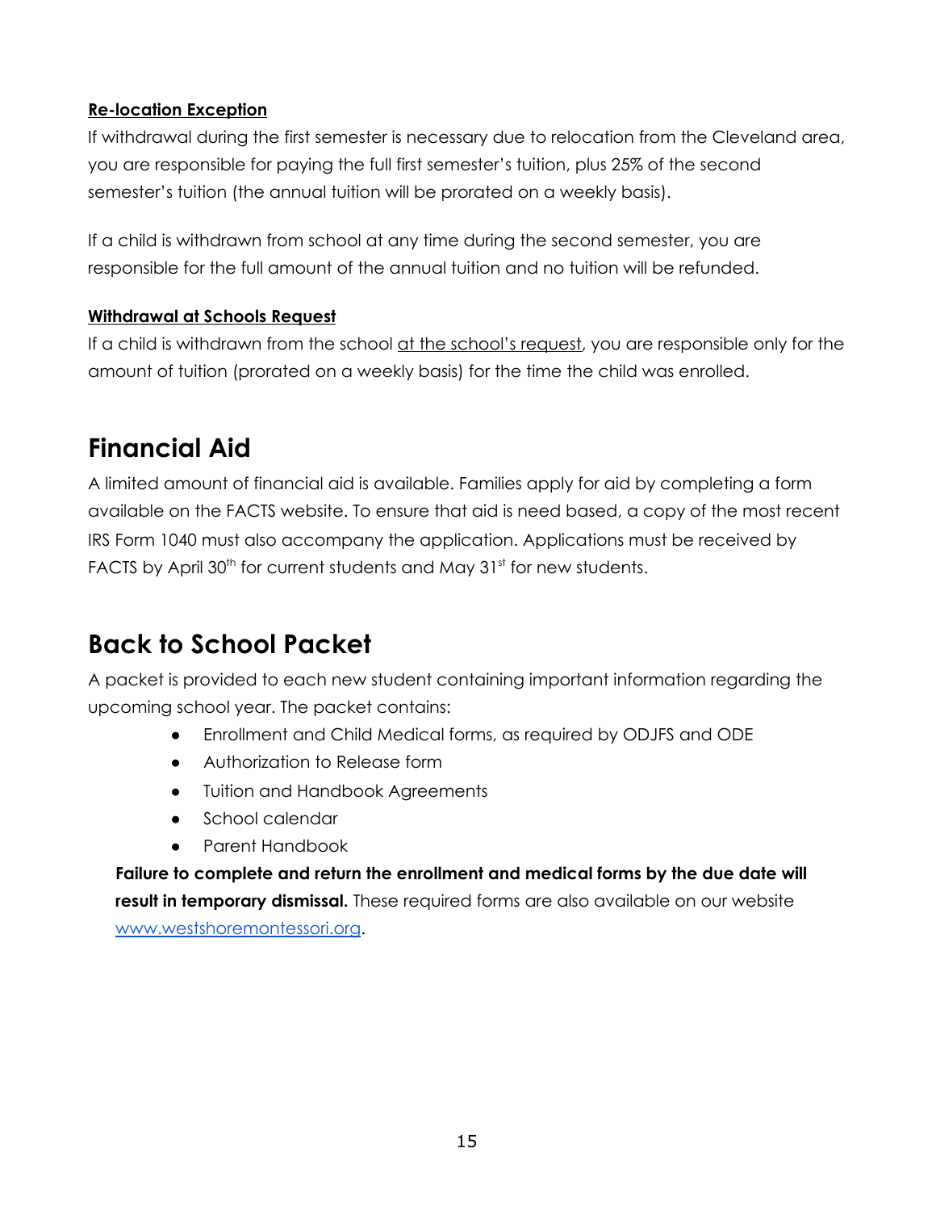**Re-location Exception**

If withdrawal during the first semester is necessary due to relocation from the Cleveland area, you are responsible for paying the full first semester's tuition, plus 25% of the second semester's tuition (the annual tuition will be prorated on a weekly basis).

If a child is withdrawn from school at any time during the second semester, you are responsible for the full amount of the annual tuition and no tuition will be refunded.

**Withdrawal at Schools Request**

If a child is withdrawn from the school at the school's request, you are responsible only for the amount of tuition (prorated on a weekly basis) for the time the child was enrolled.

# Financial Aid

A limited amount of financial aid is available. Families apply for aid by completing a form available on the FACTS website. To ensure that aid is need based, a copy of the most recent IRS Form 1040 must also accompany the application. Applications must be received by FACTS by April 30th for current students and May 31st for new students.

# Back to School Packet

A packet is provided to each new student containing important information regarding the upcoming school year. The packet contains:

- Enrollment and Child Medical forms, as required by ODJFS and ODE
- Authorization to Release form
- Tuition and Handbook Agreements
- School calendar
- Parent Handbook

**Failure to complete and return the enrollment and medical forms by the due date will result in temporary dismissal.** These required forms are also available on our website www.westshoremontessori.org.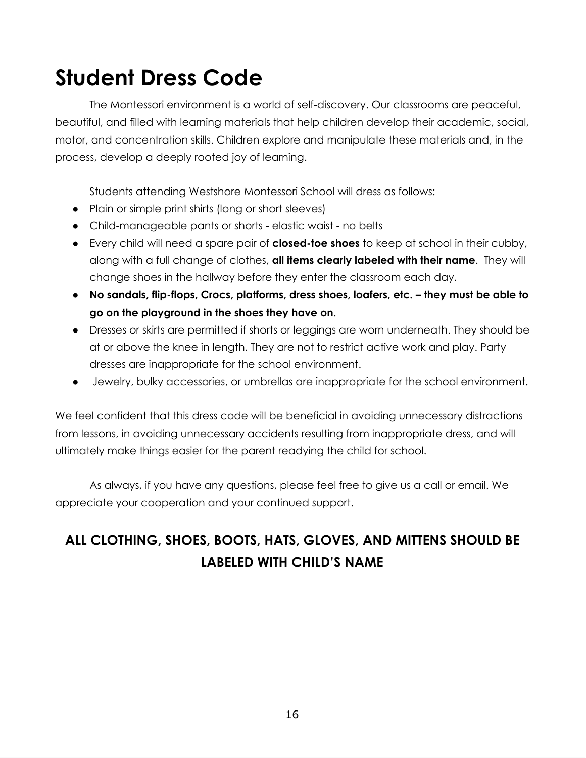# Student Dress Code

The Montessori environment is a world of self-discovery. Our classrooms are peaceful, beautiful, and filled with learning materials that help children develop their academic, social, motor, and concentration skills. Children explore and manipulate these materials and, in the process, develop a deeply rooted joy of learning.

Students attending Westshore Montessori School will dress as follows:

- Plain or simple print shirts (long or short sleeves)
- Child-manageable pants or shorts - elastic waist - no belts
- Every child will need a spare pair of **closed-toe shoes** to keep at school in their cubby, along with a full change of clothes, **all items clearly labeled with their name**. They will change shoes in the hallway before they enter the classroom each day.
- **No sandals, flip-flops, Crocs, platforms, dress shoes, loafers, etc. – they must be able to go on the playground in the shoes they have on**.
- Dresses or skirts are permitted if shorts or leggings are worn underneath. They should be at or above the knee in length. They are not to restrict active work and play. Party dresses are inappropriate for the school environment.
- Jewelry, bulky accessories, or umbrellas are inappropriate for the school environment.

We feel confident that this dress code will be beneficial in avoiding unnecessary distractions from lessons, in avoiding unnecessary accidents resulting from inappropriate dress, and will ultimately make things easier for the parent readying the child for school.

As always, if you have any questions, please feel free to give us a call or email. We appreciate your cooperation and your continued support.

**ALL CLOTHING, SHOES, BOOTS, HATS, GLOVES, AND MITTENS SHOULD BE LABELED WITH CHILD'S NAME**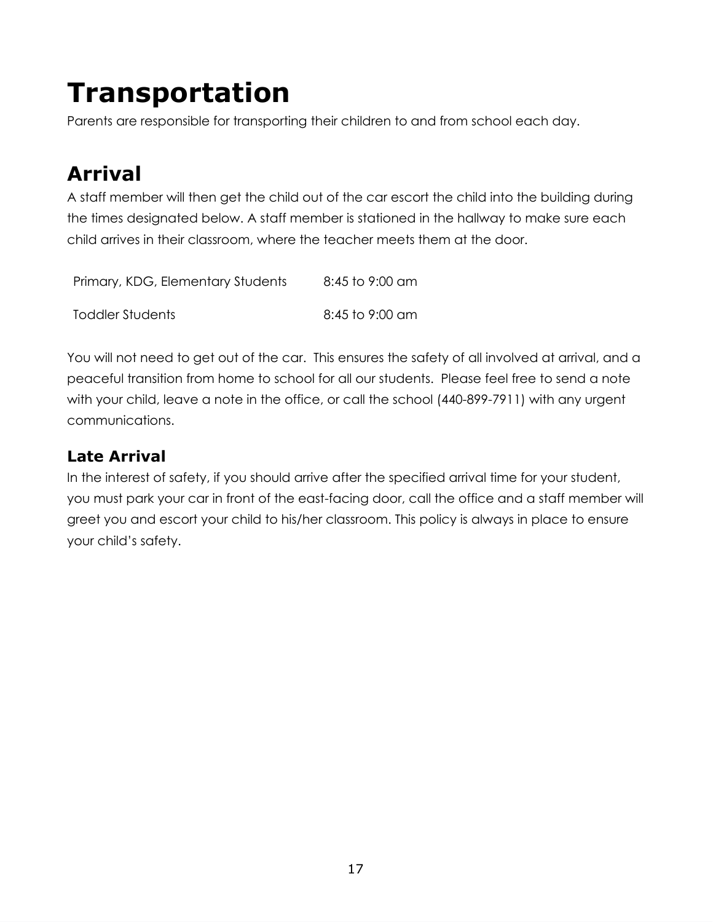# Transportation

Parents are responsible for transporting their children to and from school each day.

## Arrival

A staff member will then get the child out of the car escort the child into the building during the times designated below. A staff member is stationed in the hallway to make sure each child arrives in their classroom, where the teacher meets them at the door.

| | |
|---|---|
| Primary, KDG, Elementary Students | 8:45 to 9:00 am |
| Toddler Students | 8:45 to 9:00 am |

You will not need to get out of the car.  This ensures the safety of all involved at arrival, and a peaceful transition from home to school for all our students.  Please feel free to send a note with your child, leave a note in the office, or call the school (440-899-7911) with any urgent communications.

### Late Arrival

In the interest of safety, if you should arrive after the specified arrival time for your student, you must park your car in front of the east-facing door, call the office and a staff member will greet you and escort your child to his/her classroom. This policy is always in place to ensure your child's safety.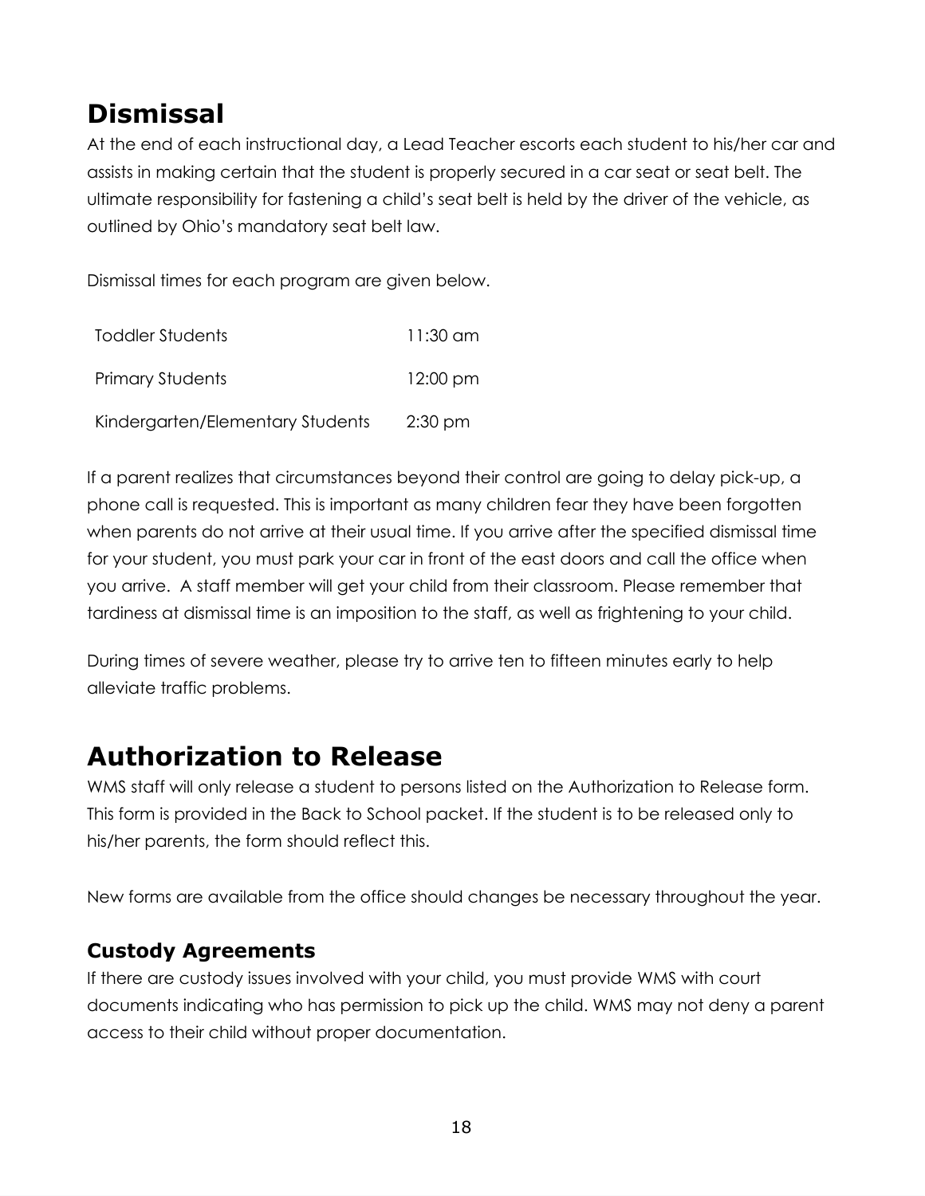# Dismissal

At the end of each instructional day, a Lead Teacher escorts each student to his/her car and assists in making certain that the student is properly secured in a car seat or seat belt. The ultimate responsibility for fastening a child's seat belt is held by the driver of the vehicle, as outlined by Ohio's mandatory seat belt law.

Dismissal times for each program are given below.

| | |
|---|---|
| Toddler Students | 11:30 am |
| Primary Students | 12:00 pm |
| Kindergarten/Elementary Students | 2:30 pm |

If a parent realizes that circumstances beyond their control are going to delay pick-up, a phone call is requested. This is important as many children fear they have been forgotten when parents do not arrive at their usual time. If you arrive after the specified dismissal time for your student, you must park your car in front of the east doors and call the office when you arrive. A staff member will get your child from their classroom. Please remember that tardiness at dismissal time is an imposition to the staff, as well as frightening to your child.

During times of severe weather, please try to arrive ten to fifteen minutes early to help alleviate traffic problems.

# Authorization to Release

WMS staff will only release a student to persons listed on the Authorization to Release form. This form is provided in the Back to School packet. If the student is to be released only to his/her parents, the form should reflect this.

New forms are available from the office should changes be necessary throughout the year.

## Custody Agreements

If there are custody issues involved with your child, you must provide WMS with court documents indicating who has permission to pick up the child. WMS may not deny a parent access to their child without proper documentation.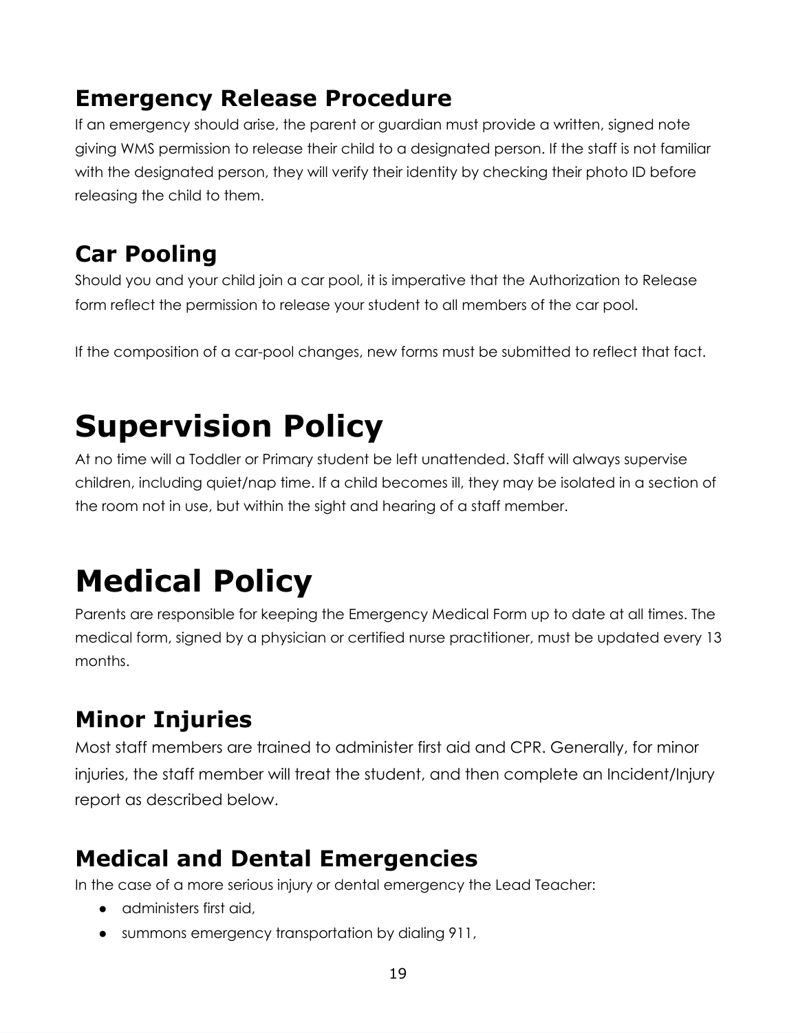## Emergency Release Procedure

If an emergency should arise, the parent or guardian must provide a written, signed note giving WMS permission to release their child to a designated person. If the staff is not familiar with the designated person, they will verify their identity by checking their photo ID before releasing the child to them.

## Car Pooling

Should you and your child join a car pool, it is imperative that the Authorization to Release form reflect the permission to release your student to all members of the car pool.

If the composition of a car-pool changes, new forms must be submitted to reflect that fact.

# Supervision Policy

At no time will a Toddler or Primary student be left unattended. Staff will always supervise children, including quiet/nap time. If a child becomes ill, they may be isolated in a section of the room not in use, but within the sight and hearing of a staff member.

# Medical Policy

Parents are responsible for keeping the Emergency Medical Form up to date at all times. The medical form, signed by a physician or certified nurse practitioner, must be updated every 13 months.

## Minor Injuries

Most staff members are trained to administer first aid and CPR. Generally, for minor injuries, the staff member will treat the student, and then complete an Incident/Injury report as described below.

## Medical and Dental Emergencies

In the case of a more serious injury or dental emergency the Lead Teacher:

- administers first aid,
- summons emergency transportation by dialing 911,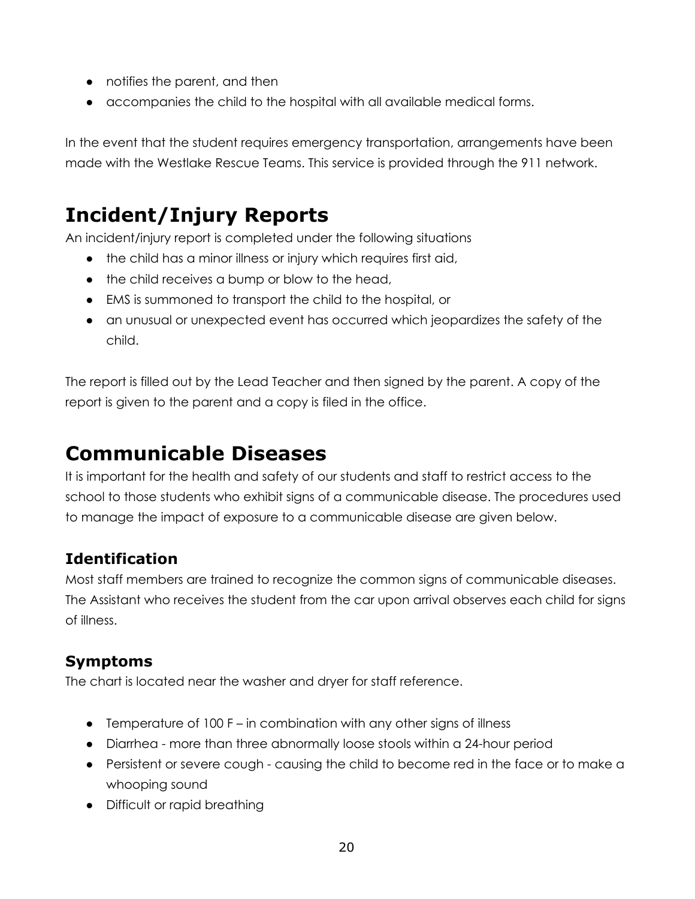- notifies the parent, and then
- accompanies the child to the hospital with all available medical forms.

In the event that the student requires emergency transportation, arrangements have been made with the Westlake Rescue Teams. This service is provided through the 911 network.

# Incident/Injury Reports

An incident/injury report is completed under the following situations

- the child has a minor illness or injury which requires first aid,
- the child receives a bump or blow to the head,
- EMS is summoned to transport the child to the hospital, or
- an unusual or unexpected event has occurred which jeopardizes the safety of the child.

The report is filled out by the Lead Teacher and then signed by the parent. A copy of the report is given to the parent and a copy is filed in the office.

# Communicable Diseases

It is important for the health and safety of our students and staff to restrict access to the school to those students who exhibit signs of a communicable disease. The procedures used to manage the impact of exposure to a communicable disease are given below.

## Identification

Most staff members are trained to recognize the common signs of communicable diseases. The Assistant who receives the student from the car upon arrival observes each child for signs of illness.

## Symptoms

The chart is located near the washer and dryer for staff reference.

- Temperature of 100 F – in combination with any other signs of illness
- Diarrhea - more than three abnormally loose stools within a 24-hour period
- Persistent or severe cough - causing the child to become red in the face or to make a whooping sound
- Difficult or rapid breathing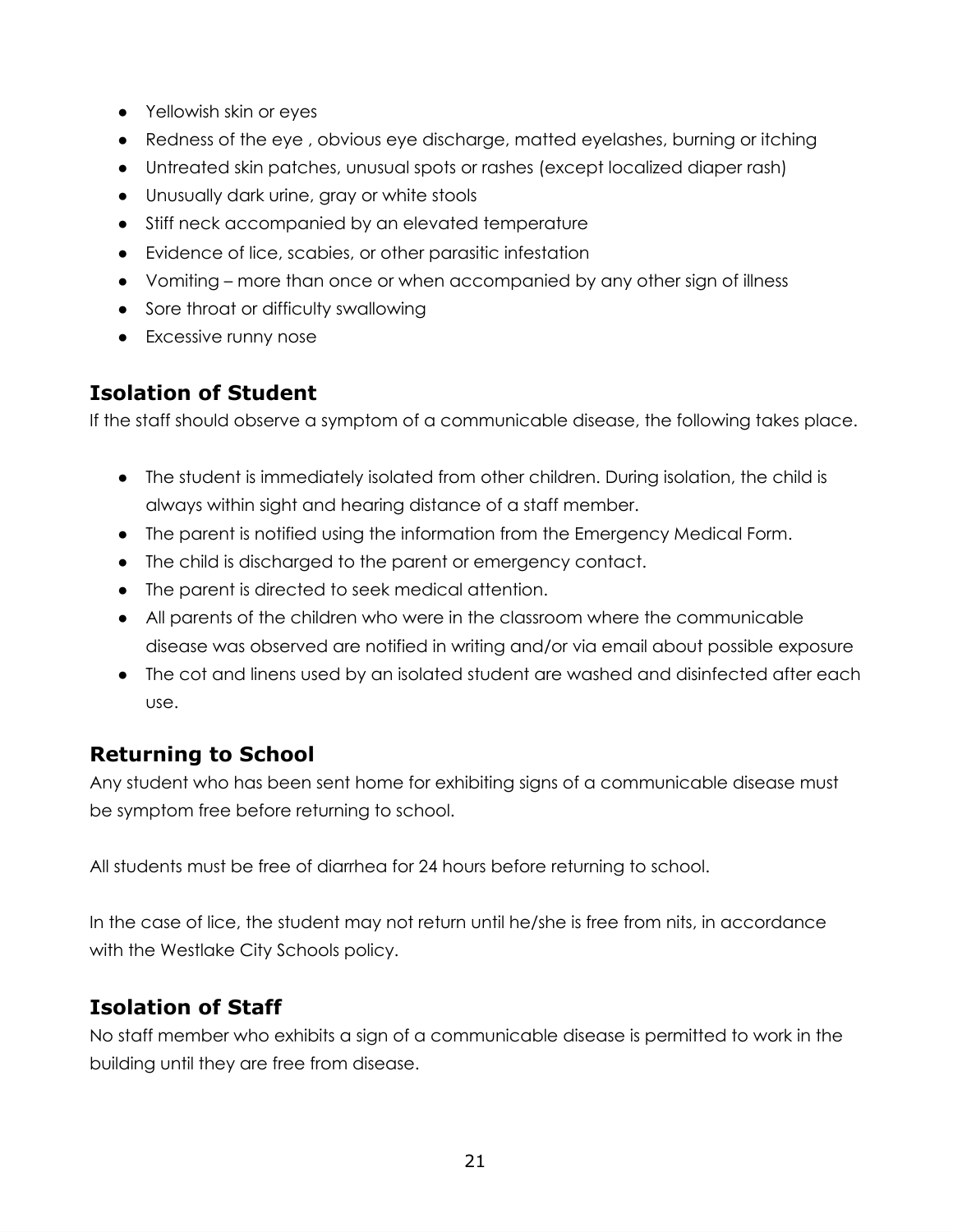- Yellowish skin or eyes
- Redness of the eye , obvious eye discharge, matted eyelashes, burning or itching
- Untreated skin patches, unusual spots or rashes (except localized diaper rash)
- Unusually dark urine, gray or white stools
- Stiff neck accompanied by an elevated temperature
- Evidence of lice, scabies, or other parasitic infestation
- Vomiting – more than once or when accompanied by any other sign of illness
- Sore throat or difficulty swallowing
- Excessive runny nose

## Isolation of Student

If the staff should observe a symptom of a communicable disease, the following takes place.

- The student is immediately isolated from other children. During isolation, the child is always within sight and hearing distance of a staff member.
- The parent is notified using the information from the Emergency Medical Form.
- The child is discharged to the parent or emergency contact.
- The parent is directed to seek medical attention.
- All parents of the children who were in the classroom where the communicable disease was observed are notified in writing and/or via email about possible exposure
- The cot and linens used by an isolated student are washed and disinfected after each use.

## Returning to School

Any student who has been sent home for exhibiting signs of a communicable disease must be symptom free before returning to school.

All students must be free of diarrhea for 24 hours before returning to school.

In the case of lice, the student may not return until he/she is free from nits, in accordance with the Westlake City Schools policy.

## Isolation of Staff

No staff member who exhibits a sign of a communicable disease is permitted to work in the building until they are free from disease.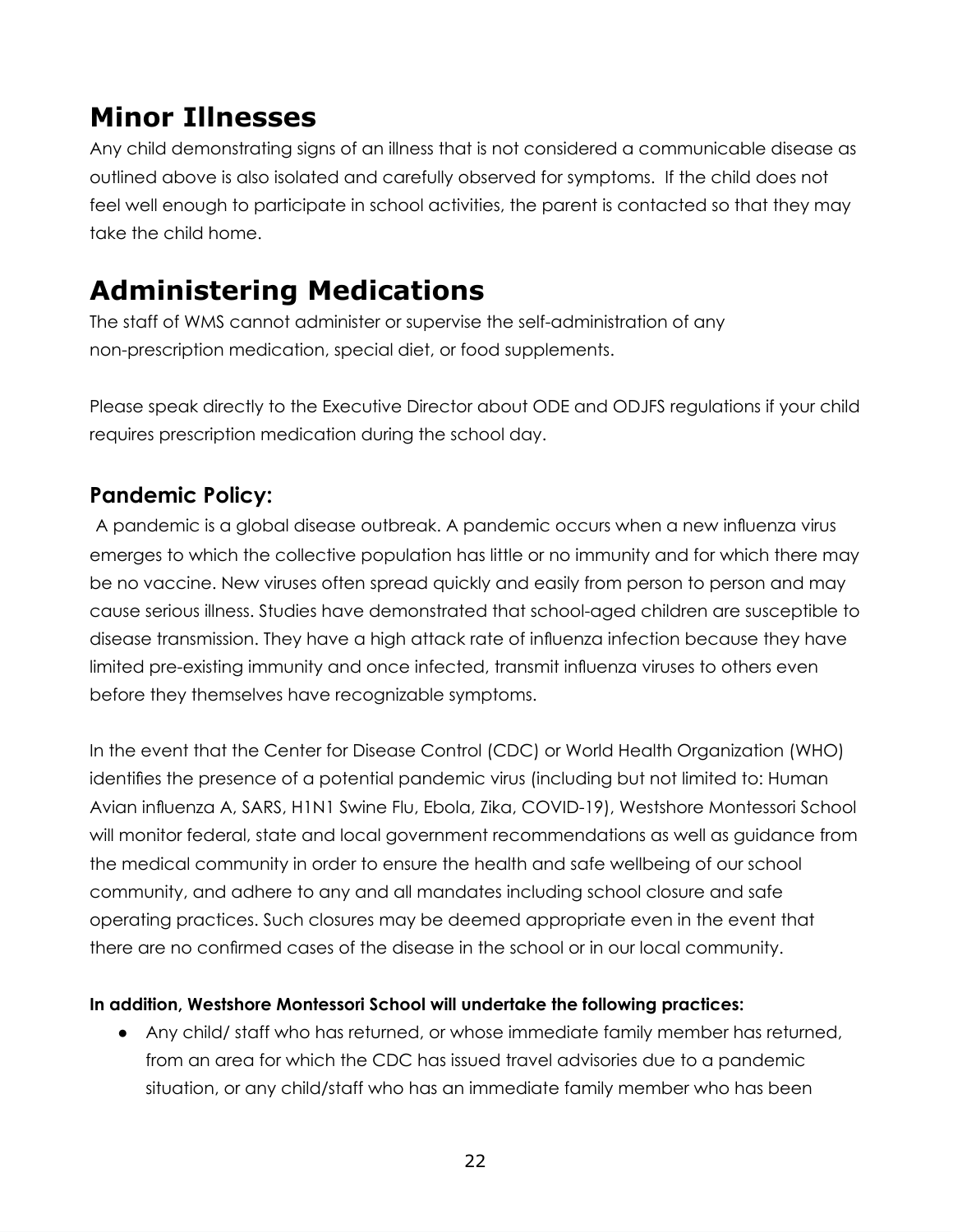# Minor Illnesses

Any child demonstrating signs of an illness that is not considered a communicable disease as outlined above is also isolated and carefully observed for symptoms. If the child does not feel well enough to participate in school activities, the parent is contacted so that they may take the child home.

# Administering Medications

The staff of WMS cannot administer or supervise the self-administration of any non-prescription medication, special diet, or food supplements.

Please speak directly to the Executive Director about ODE and ODJFS regulations if your child requires prescription medication during the school day.

## Pandemic Policy:

A pandemic is a global disease outbreak. A pandemic occurs when a new influenza virus emerges to which the collective population has little or no immunity and for which there may be no vaccine. New viruses often spread quickly and easily from person to person and may cause serious illness. Studies have demonstrated that school-aged children are susceptible to disease transmission. They have a high attack rate of influenza infection because they have limited pre-existing immunity and once infected, transmit influenza viruses to others even before they themselves have recognizable symptoms.

In the event that the Center for Disease Control (CDC) or World Health Organization (WHO) identifies the presence of a potential pandemic virus (including but not limited to: Human Avian influenza A, SARS, H1N1 Swine Flu, Ebola, Zika, COVID-19), Westshore Montessori School will monitor federal, state and local government recommendations as well as guidance from the medical community in order to ensure the health and safe wellbeing of our school community, and adhere to any and all mandates including school closure and safe operating practices. Such closures may be deemed appropriate even in the event that there are no confirmed cases of the disease in the school or in our local community.

**In addition, Westshore Montessori School will undertake the following practices:**

- Any child/ staff who has returned, or whose immediate family member has returned, from an area for which the CDC has issued travel advisories due to a pandemic situation, or any child/staff who has an immediate family member who has been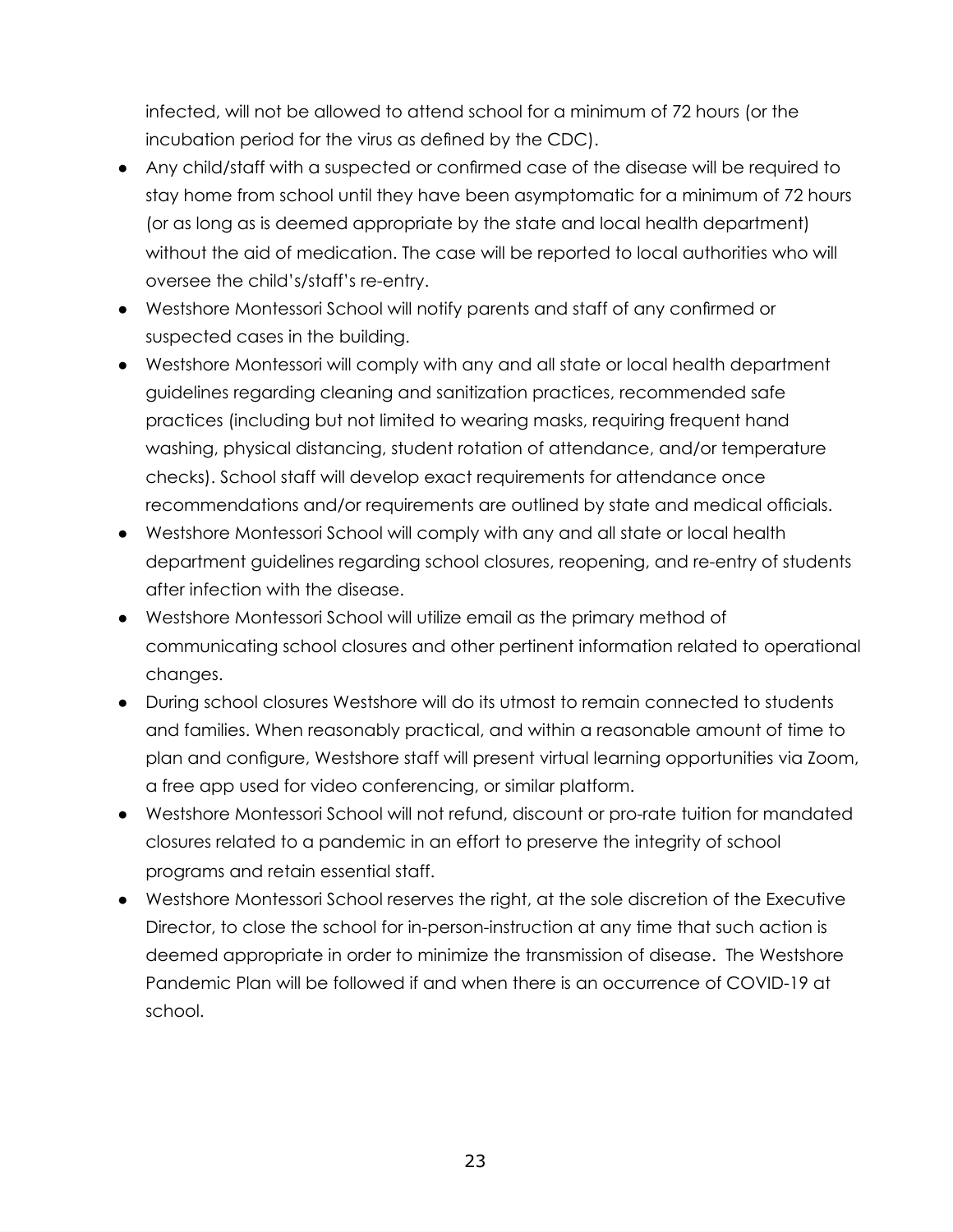infected, will not be allowed to attend school for a minimum of 72 hours (or the incubation period for the virus as defined by the CDC).

- Any child/staff with a suspected or confirmed case of the disease will be required to stay home from school until they have been asymptomatic for a minimum of 72 hours (or as long as is deemed appropriate by the state and local health department) without the aid of medication. The case will be reported to local authorities who will oversee the child's/staff's re-entry.
- Westshore Montessori School will notify parents and staff of any confirmed or suspected cases in the building.
- Westshore Montessori will comply with any and all state or local health department guidelines regarding cleaning and sanitization practices, recommended safe practices (including but not limited to wearing masks, requiring frequent hand washing, physical distancing, student rotation of attendance, and/or temperature checks). School staff will develop exact requirements for attendance once recommendations and/or requirements are outlined by state and medical officials.
- Westshore Montessori School will comply with any and all state or local health department guidelines regarding school closures, reopening, and re-entry of students after infection with the disease.
- Westshore Montessori School will utilize email as the primary method of communicating school closures and other pertinent information related to operational changes.
- During school closures Westshore will do its utmost to remain connected to students and families. When reasonably practical, and within a reasonable amount of time to plan and configure, Westshore staff will present virtual learning opportunities via Zoom, a free app used for video conferencing, or similar platform.
- Westshore Montessori School will not refund, discount or pro-rate tuition for mandated closures related to a pandemic in an effort to preserve the integrity of school programs and retain essential staff.
- Westshore Montessori School reserves the right, at the sole discretion of the Executive Director, to close the school for in-person-instruction at any time that such action is deemed appropriate in order to minimize the transmission of disease. The Westshore Pandemic Plan will be followed if and when there is an occurrence of COVID-19 at school.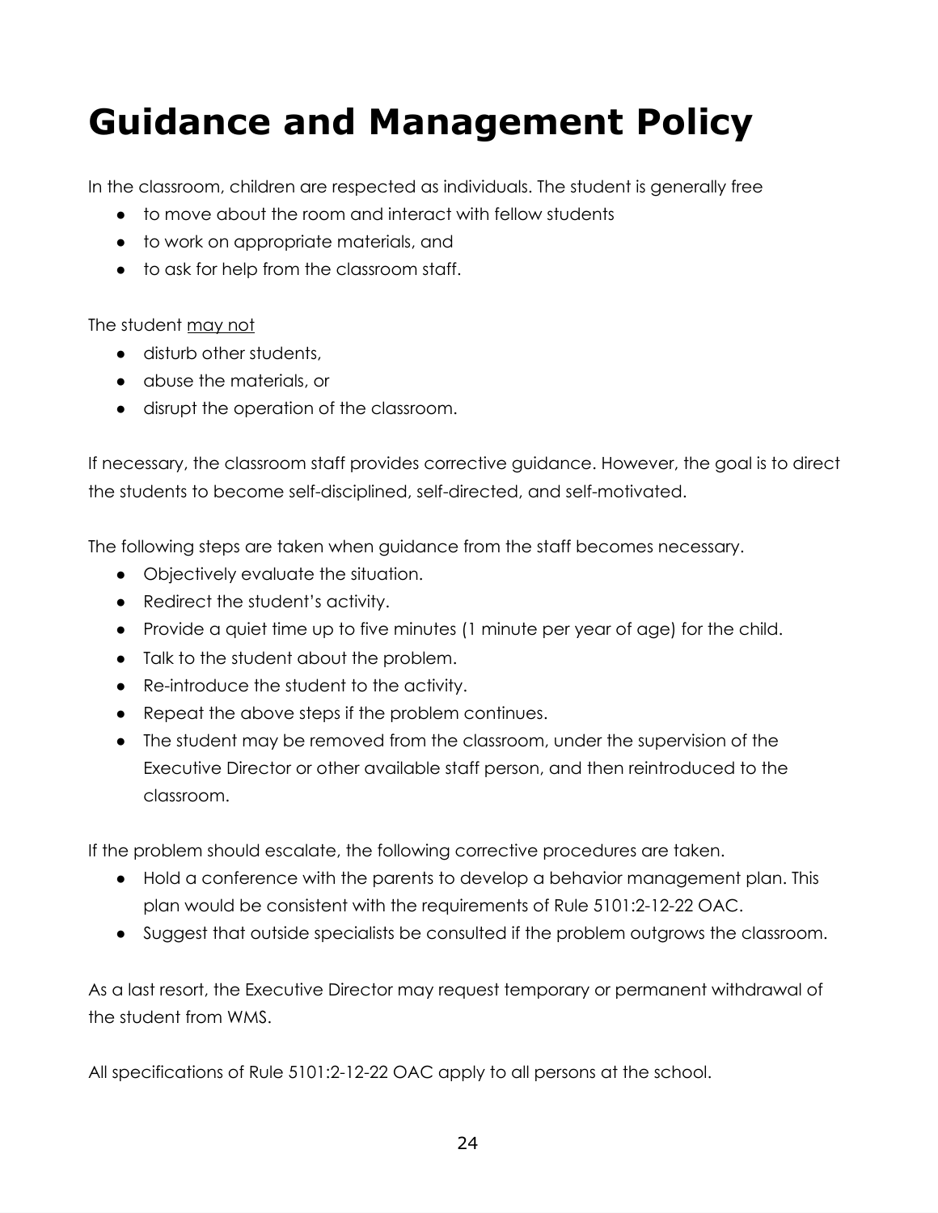# Guidance and Management Policy

In the classroom, children are respected as individuals. The student is generally free

- to move about the room and interact with fellow students
- to work on appropriate materials, and
- to ask for help from the classroom staff.

The student <u>may not</u>

- disturb other students,
- abuse the materials, or
- disrupt the operation of the classroom.

If necessary, the classroom staff provides corrective guidance. However, the goal is to direct the students to become self-disciplined, self-directed, and self-motivated.

The following steps are taken when guidance from the staff becomes necessary.

- Objectively evaluate the situation.
- Redirect the student's activity.
- Provide a quiet time up to five minutes (1 minute per year of age) for the child.
- Talk to the student about the problem.
- Re-introduce the student to the activity.
- Repeat the above steps if the problem continues.
- The student may be removed from the classroom, under the supervision of the Executive Director or other available staff person, and then reintroduced to the classroom.

If the problem should escalate, the following corrective procedures are taken.

- Hold a conference with the parents to develop a behavior management plan. This plan would be consistent with the requirements of Rule 5101:2-12-22 OAC.
- Suggest that outside specialists be consulted if the problem outgrows the classroom.

As a last resort, the Executive Director may request temporary or permanent withdrawal of the student from WMS.

All specifications of Rule 5101:2-12-22 OAC apply to all persons at the school.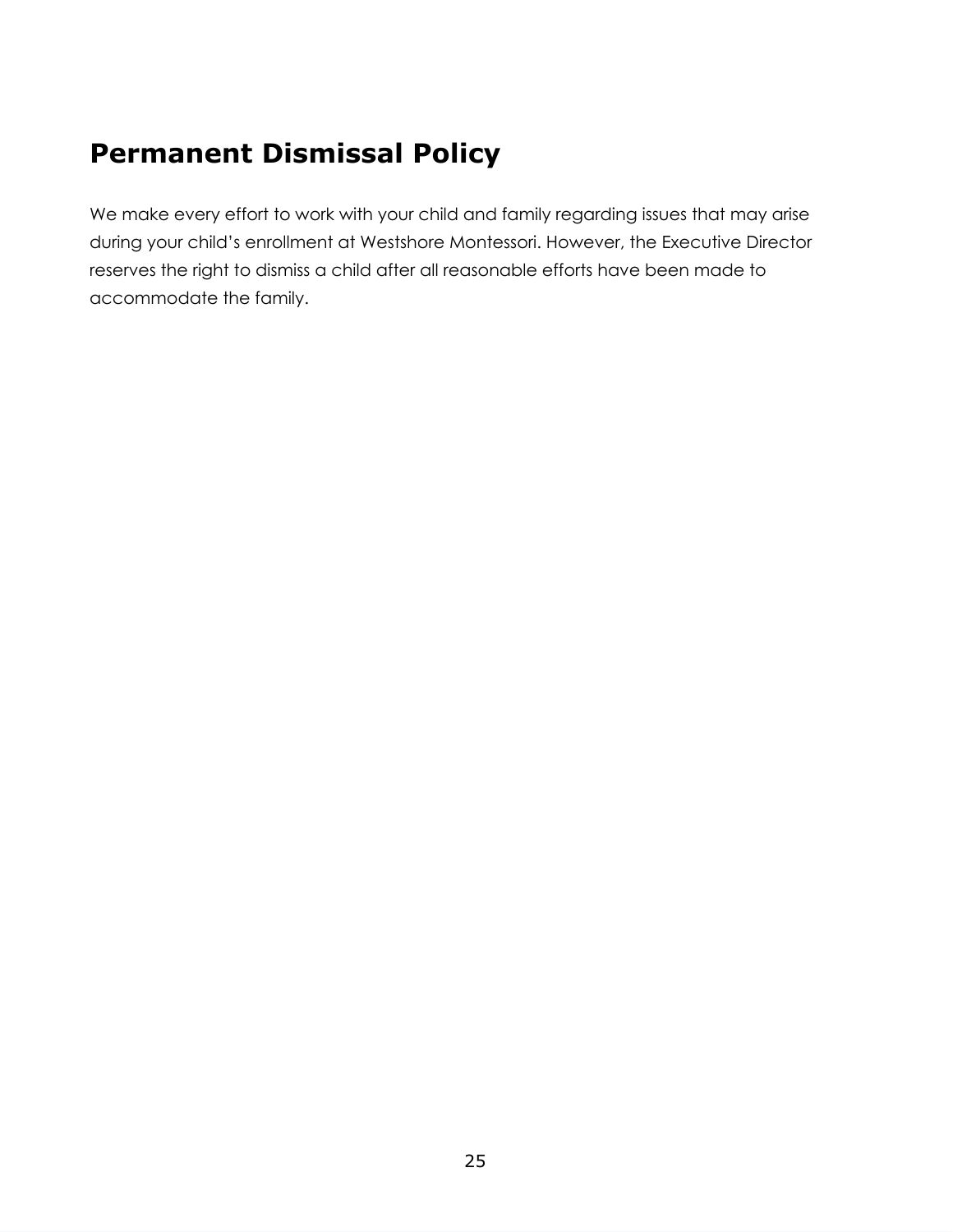## Permanent Dismissal Policy

We make every effort to work with your child and family regarding issues that may arise during your child's enrollment at Westshore Montessori. However, the Executive Director reserves the right to dismiss a child after all reasonable efforts have been made to accommodate the family.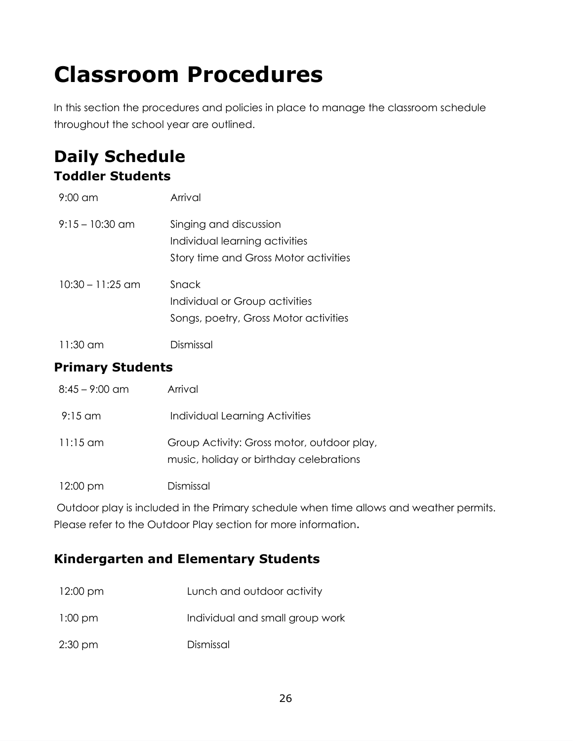# Classroom Procedures

In this section the procedures and policies in place to manage the classroom schedule throughout the school year are outlined.

## Daily Schedule

### Toddler Students

| | |
|---|---|
| 9:00 am | Arrival |
| 9:15 – 10:30 am | Singing and discussion<br>Individual learning activities<br>Story time and Gross Motor activities |
| 10:30 – 11:25 am | Snack<br>Individual or Group activities<br>Songs, poetry, Gross Motor activities |
| 11:30 am | Dismissal |

### Primary Students

| | |
|---|---|
| 8:45 – 9:00 am | Arrival |
| 9:15 am | Individual Learning Activities |
| 11:15 am | Group Activity: Gross motor, outdoor play, music, holiday or birthday celebrations |
| 12:00 pm | Dismissal |

Outdoor play is included in the Primary schedule when time allows and weather permits. Please refer to the Outdoor Play section for more information.

### Kindergarten and Elementary Students

| | |
|---|---|
| 12:00 pm | Lunch and outdoor activity |
| 1:00 pm | Individual and small group work |
| 2:30 pm | Dismissal |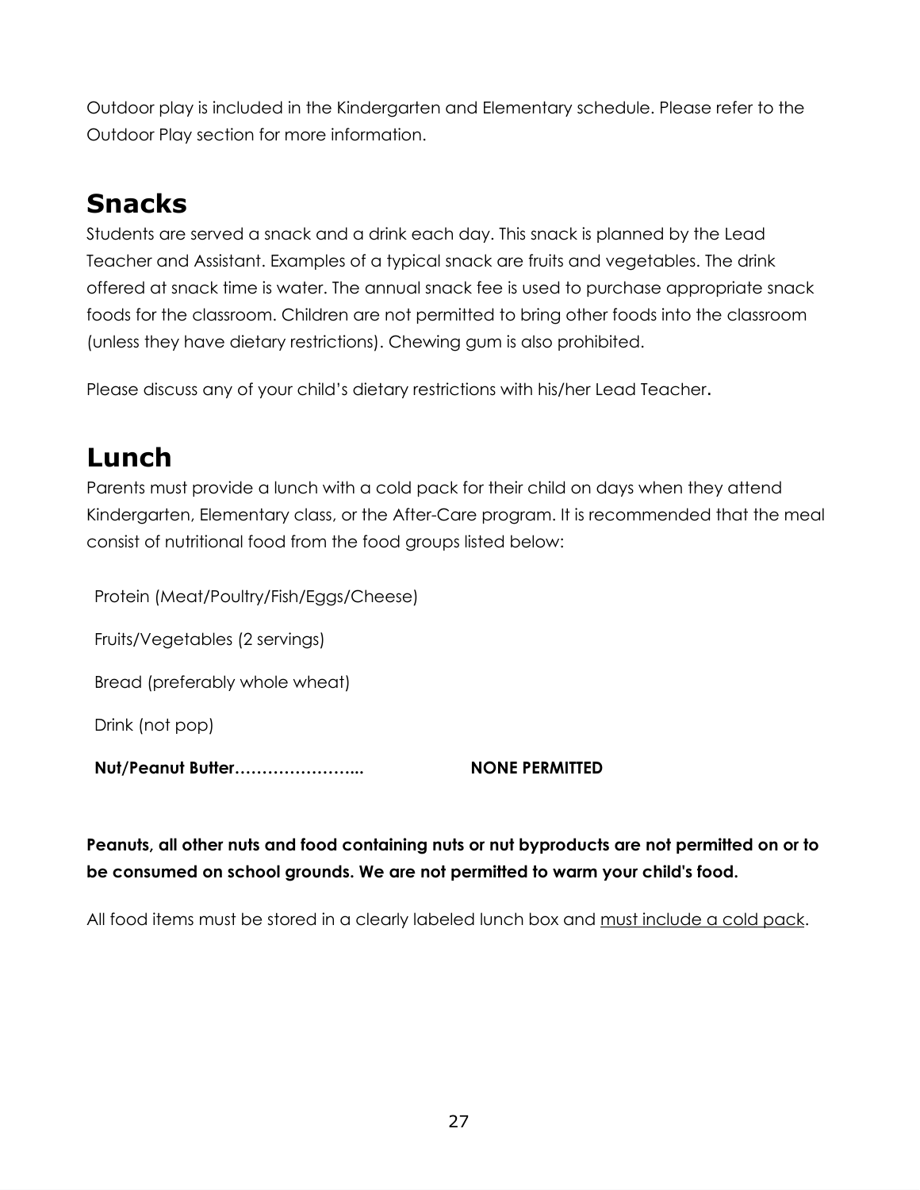Outdoor play is included in the Kindergarten and Elementary schedule. Please refer to the Outdoor Play section for more information.

## Snacks

Students are served a snack and a drink each day. This snack is planned by the Lead Teacher and Assistant. Examples of a typical snack are fruits and vegetables. The drink offered at snack time is water. The annual snack fee is used to purchase appropriate snack foods for the classroom. Children are not permitted to bring other foods into the classroom (unless they have dietary restrictions). Chewing gum is also prohibited.

Please discuss any of your child's dietary restrictions with his/her Lead Teacher.

## Lunch

Parents must provide a lunch with a cold pack for their child on days when they attend Kindergarten, Elementary class, or the After-Care program. It is recommended that the meal consist of nutritional food from the food groups listed below:

Protein (Meat/Poultry/Fish/Eggs/Cheese)

Fruits/Vegetables (2 servings)

Bread (preferably whole wheat)

Drink (not pop)

**Nut/Peanut Butter…………………...** **NONE PERMITTED**

**Peanuts, all other nuts and food containing nuts or nut byproducts are not permitted on or to be consumed on school grounds. We are not permitted to warm your child's food.**

All food items must be stored in a clearly labeled lunch box and must include a cold pack.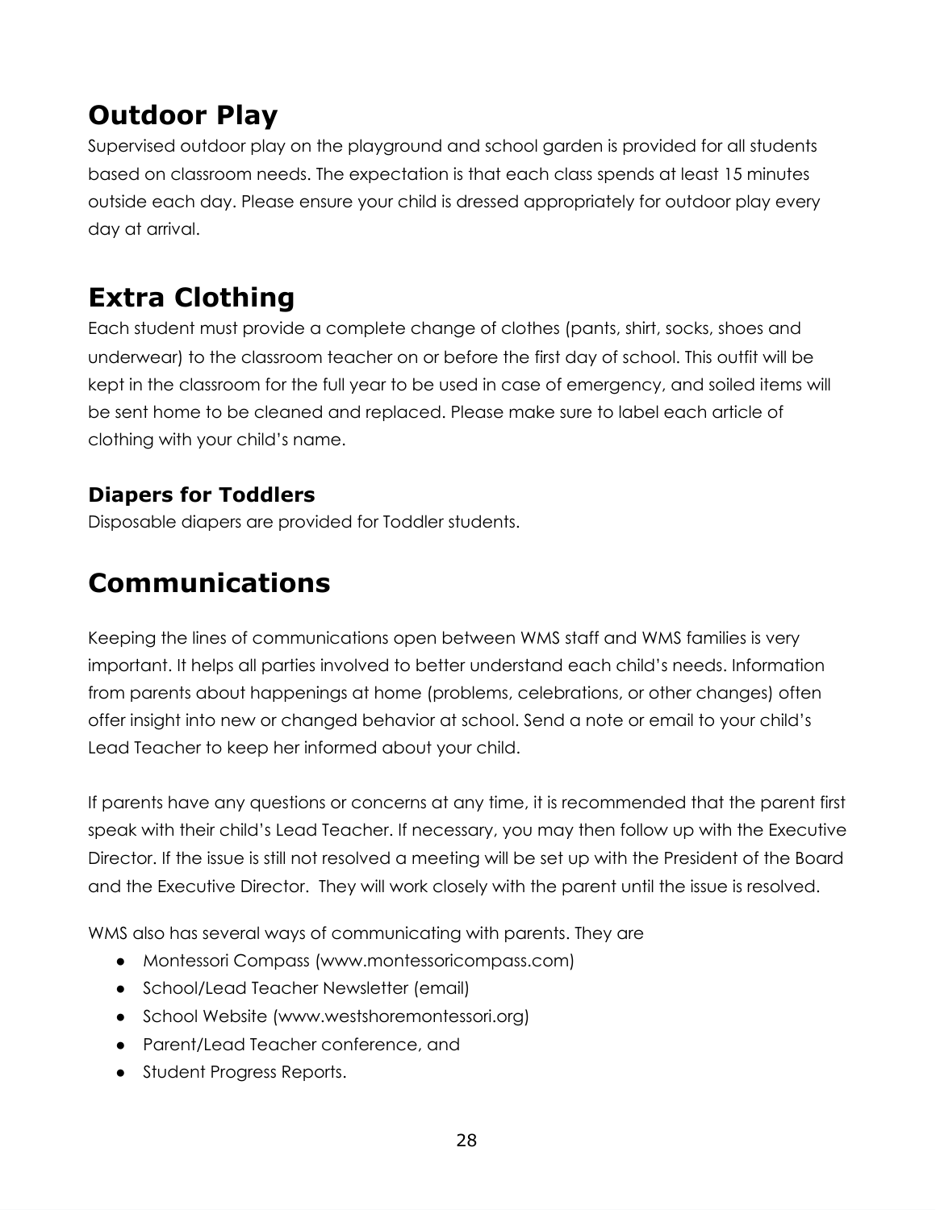# Outdoor Play

Supervised outdoor play on the playground and school garden is provided for all students based on classroom needs. The expectation is that each class spends at least 15 minutes outside each day. Please ensure your child is dressed appropriately for outdoor play every day at arrival.

# Extra Clothing

Each student must provide a complete change of clothes (pants, shirt, socks, shoes and underwear) to the classroom teacher on or before the first day of school. This outfit will be kept in the classroom for the full year to be used in case of emergency, and soiled items will be sent home to be cleaned and replaced. Please make sure to label each article of clothing with your child's name.

## Diapers for Toddlers

Disposable diapers are provided for Toddler students.

# Communications

Keeping the lines of communications open between WMS staff and WMS families is very important. It helps all parties involved to better understand each child's needs. Information from parents about happenings at home (problems, celebrations, or other changes) often offer insight into new or changed behavior at school. Send a note or email to your child's Lead Teacher to keep her informed about your child.

If parents have any questions or concerns at any time, it is recommended that the parent first speak with their child's Lead Teacher. If necessary, you may then follow up with the Executive Director. If the issue is still not resolved a meeting will be set up with the President of the Board and the Executive Director. They will work closely with the parent until the issue is resolved.

WMS also has several ways of communicating with parents. They are

- Montessori Compass (www.montessoricompass.com)
- School/Lead Teacher Newsletter (email)
- School Website (www.westshoremontessori.org)
- Parent/Lead Teacher conference, and
- Student Progress Reports.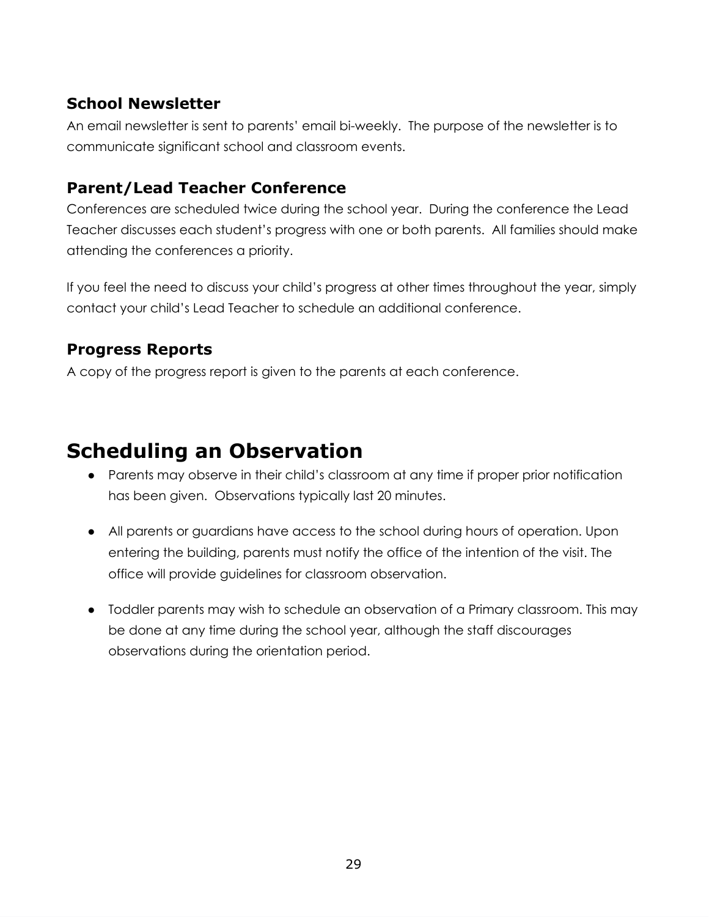### School Newsletter

An email newsletter is sent to parents' email bi-weekly. The purpose of the newsletter is to communicate significant school and classroom events.

### Parent/Lead Teacher Conference

Conferences are scheduled twice during the school year. During the conference the Lead Teacher discusses each student's progress with one or both parents. All families should make attending the conferences a priority.

If you feel the need to discuss your child's progress at other times throughout the year, simply contact your child's Lead Teacher to schedule an additional conference.

### Progress Reports

A copy of the progress report is given to the parents at each conference.

## Scheduling an Observation

- Parents may observe in their child's classroom at any time if proper prior notification has been given. Observations typically last 20 minutes.
- All parents or guardians have access to the school during hours of operation. Upon entering the building, parents must notify the office of the intention of the visit. The office will provide guidelines for classroom observation.
- Toddler parents may wish to schedule an observation of a Primary classroom. This may be done at any time during the school year, although the staff discourages observations during the orientation period.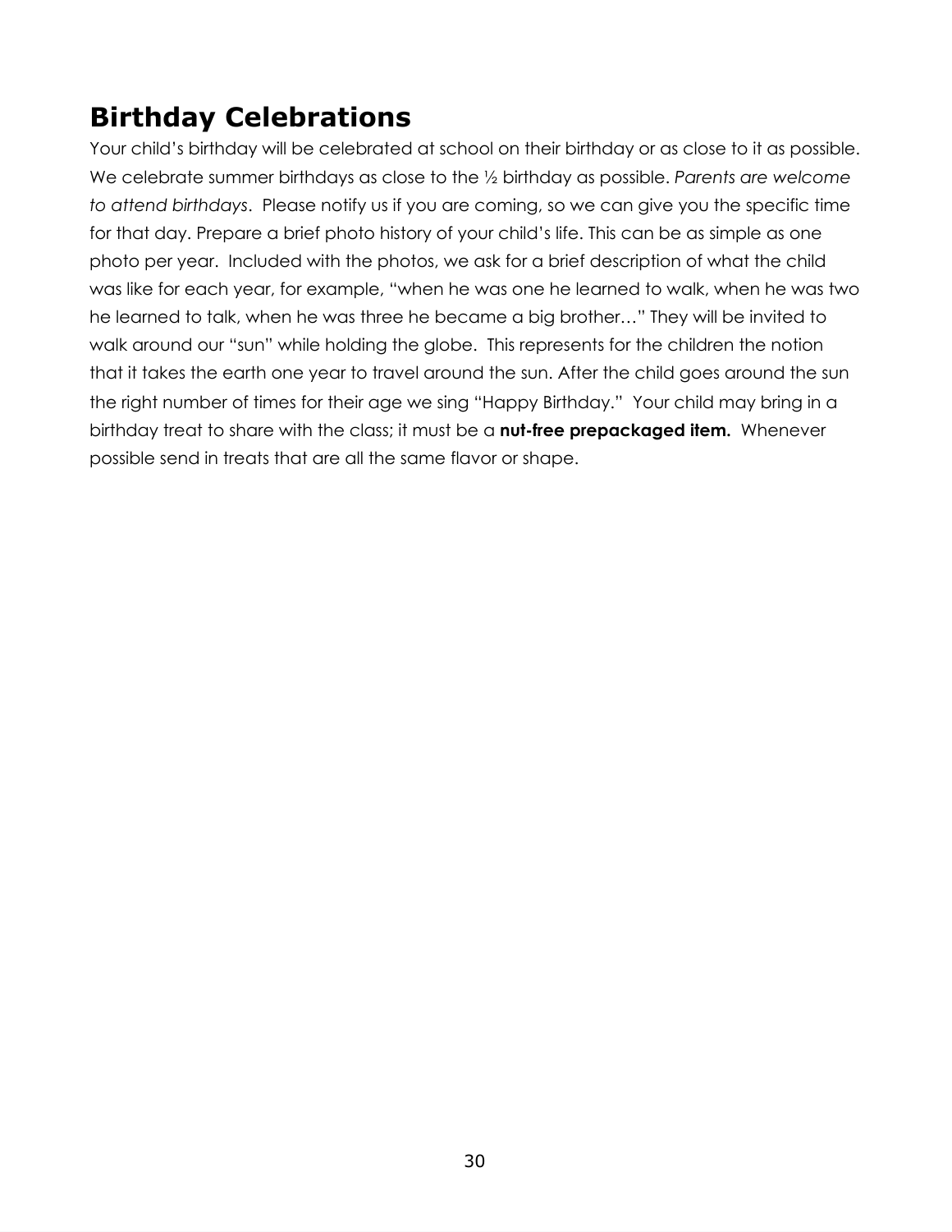## Birthday Celebrations

Your child's birthday will be celebrated at school on their birthday or as close to it as possible. We celebrate summer birthdays as close to the ½ birthday as possible. *Parents are welcome to attend birthdays*. Please notify us if you are coming, so we can give you the specific time for that day. Prepare a brief photo history of your child's life. This can be as simple as one photo per year. Included with the photos, we ask for a brief description of what the child was like for each year, for example, "when he was one he learned to walk, when he was two he learned to talk, when he was three he became a big brother…" They will be invited to walk around our "sun" while holding the globe. This represents for the children the notion that it takes the earth one year to travel around the sun. After the child goes around the sun the right number of times for their age we sing "Happy Birthday." Your child may bring in a birthday treat to share with the class; it must be a **nut-free prepackaged item.** Whenever possible send in treats that are all the same flavor or shape.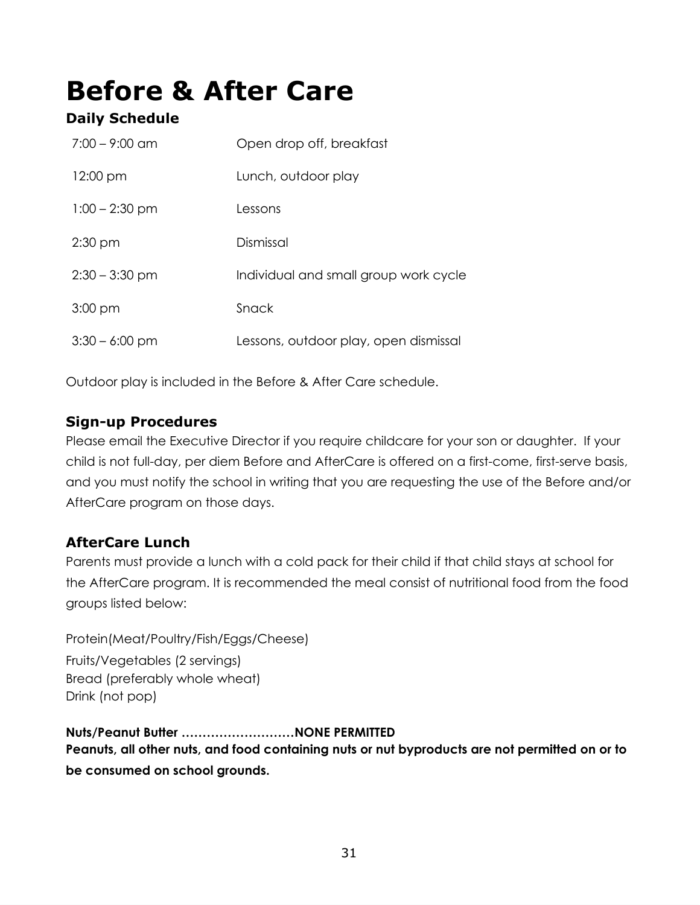# Before & After Care

### Daily Schedule

| | |
|---|---|
| 7:00 – 9:00 am | Open drop off, breakfast |
| 12:00 pm | Lunch, outdoor play |
| 1:00 – 2:30 pm | Lessons |
| 2:30 pm | Dismissal |
| 2:30 – 3:30 pm | Individual and small group work cycle |
| 3:00 pm | Snack |
| 3:30 – 6:00 pm | Lessons, outdoor play, open dismissal |

Outdoor play is included in the Before & After Care schedule.

### Sign-up Procedures

Please email the Executive Director if you require childcare for your son or daughter. If your child is not full-day, per diem Before and AfterCare is offered on a first-come, first-serve basis, and you must notify the school in writing that you are requesting the use of the Before and/or AfterCare program on those days.

### AfterCare Lunch

Parents must provide a lunch with a cold pack for their child if that child stays at school for the AfterCare program. It is recommended the meal consist of nutritional food from the food groups listed below:

Protein(Meat/Poultry/Fish/Eggs/Cheese)
Fruits/Vegetables (2 servings)
Bread (preferably whole wheat)
Drink (not pop)

**Nuts/Peanut Butter ………………………NONE PERMITTED**
**Peanuts, all other nuts, and food containing nuts or nut byproducts are not permitted on or to be consumed on school grounds.**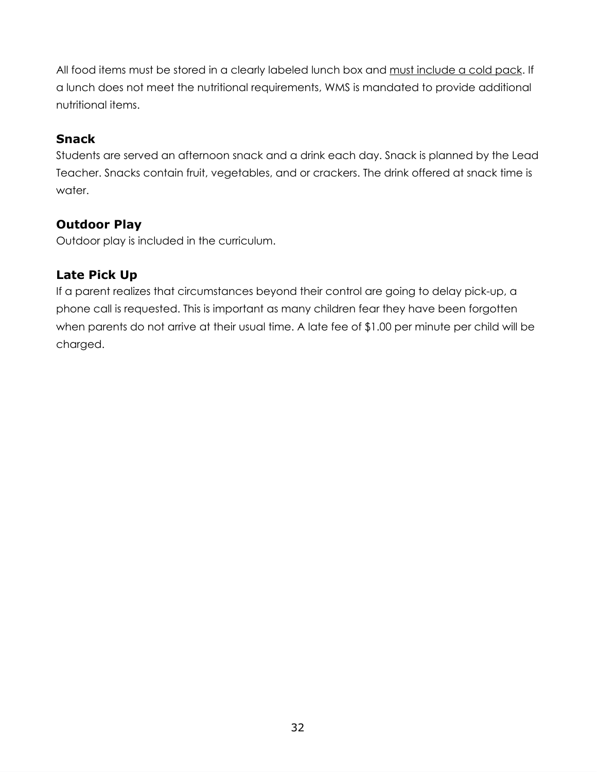All food items must be stored in a clearly labeled lunch box and <u>must include a cold pack</u>. If a lunch does not meet the nutritional requirements, WMS is mandated to provide additional nutritional items.

### Snack

Students are served an afternoon snack and a drink each day. Snack is planned by the Lead Teacher. Snacks contain fruit, vegetables, and or crackers. The drink offered at snack time is water.

### Outdoor Play

Outdoor play is included in the curriculum.

### Late Pick Up

If a parent realizes that circumstances beyond their control are going to delay pick-up, a phone call is requested. This is important as many children fear they have been forgotten when parents do not arrive at their usual time. A late fee of $1.00 per minute per child will be charged.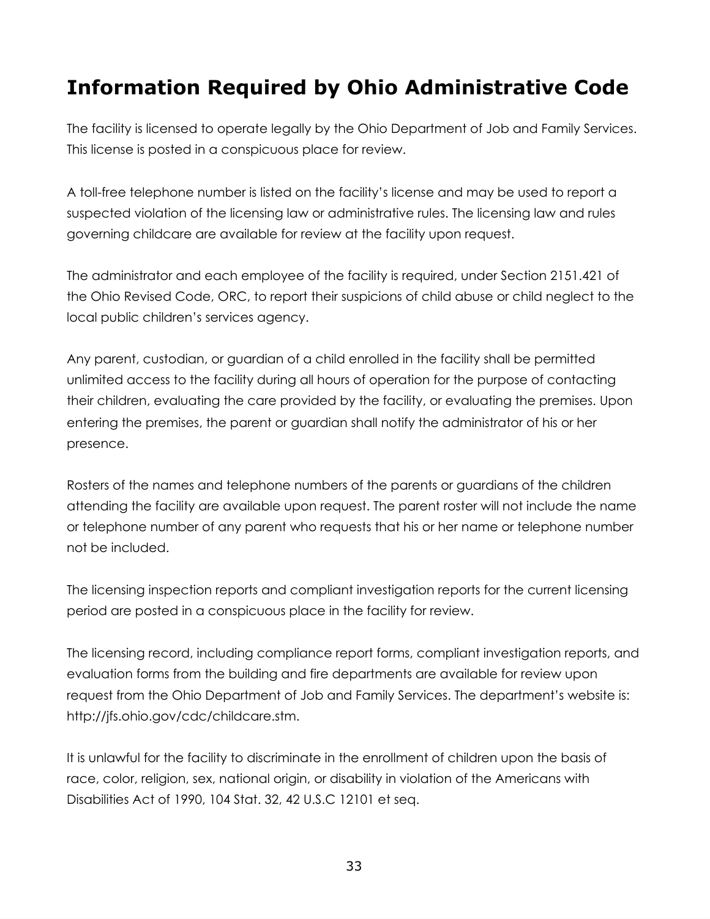# Information Required by Ohio Administrative Code

The facility is licensed to operate legally by the Ohio Department of Job and Family Services. This license is posted in a conspicuous place for review.

A toll-free telephone number is listed on the facility's license and may be used to report a suspected violation of the licensing law or administrative rules. The licensing law and rules governing childcare are available for review at the facility upon request.

The administrator and each employee of the facility is required, under Section 2151.421 of the Ohio Revised Code, ORC, to report their suspicions of child abuse or child neglect to the local public children's services agency.

Any parent, custodian, or guardian of a child enrolled in the facility shall be permitted unlimited access to the facility during all hours of operation for the purpose of contacting their children, evaluating the care provided by the facility, or evaluating the premises. Upon entering the premises, the parent or guardian shall notify the administrator of his or her presence.

Rosters of the names and telephone numbers of the parents or guardians of the children attending the facility are available upon request. The parent roster will not include the name or telephone number of any parent who requests that his or her name or telephone number not be included.

The licensing inspection reports and compliant investigation reports for the current licensing period are posted in a conspicuous place in the facility for review.

The licensing record, including compliance report forms, compliant investigation reports, and evaluation forms from the building and fire departments are available for review upon request from the Ohio Department of Job and Family Services. The department's website is: http://jfs.ohio.gov/cdc/childcare.stm.

It is unlawful for the facility to discriminate in the enrollment of children upon the basis of race, color, religion, sex, national origin, or disability in violation of the Americans with Disabilities Act of 1990, 104 Stat. 32, 42 U.S.C 12101 et seq.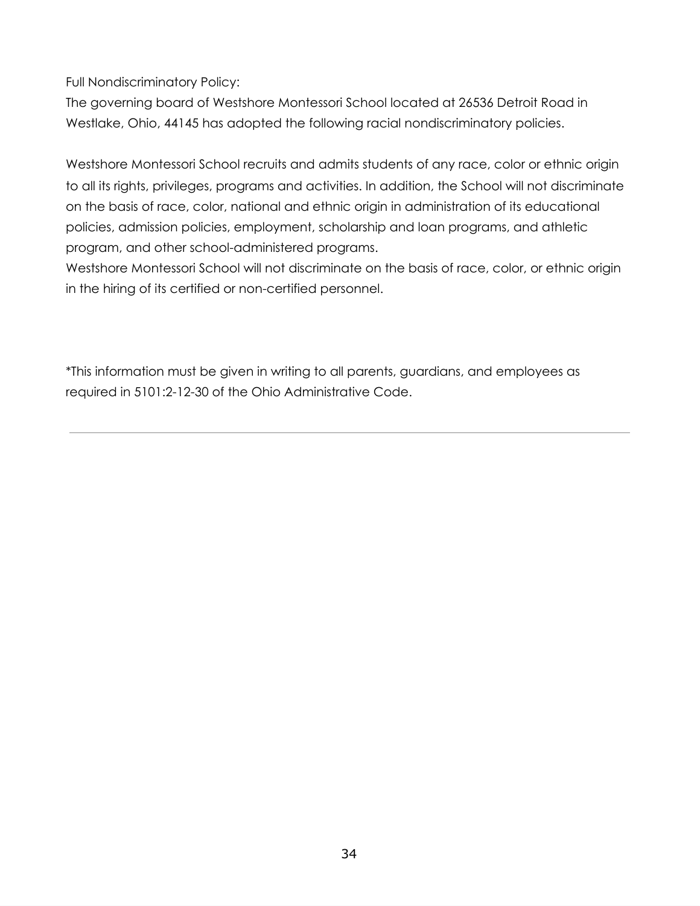Full Nondiscriminatory Policy:

The governing board of Westshore Montessori School located at 26536 Detroit Road in Westlake, Ohio, 44145 has adopted the following racial nondiscriminatory policies.

Westshore Montessori School recruits and admits students of any race, color or ethnic origin to all its rights, privileges, programs and activities. In addition, the School will not discriminate on the basis of race, color, national and ethnic origin in administration of its educational policies, admission policies, employment, scholarship and loan programs, and athletic program, and other school-administered programs.

Westshore Montessori School will not discriminate on the basis of race, color, or ethnic origin in the hiring of its certified or non-certified personnel.

*This information must be given in writing to all parents, guardians, and employees as required in 5101:2-12-30 of the Ohio Administrative Code.

---